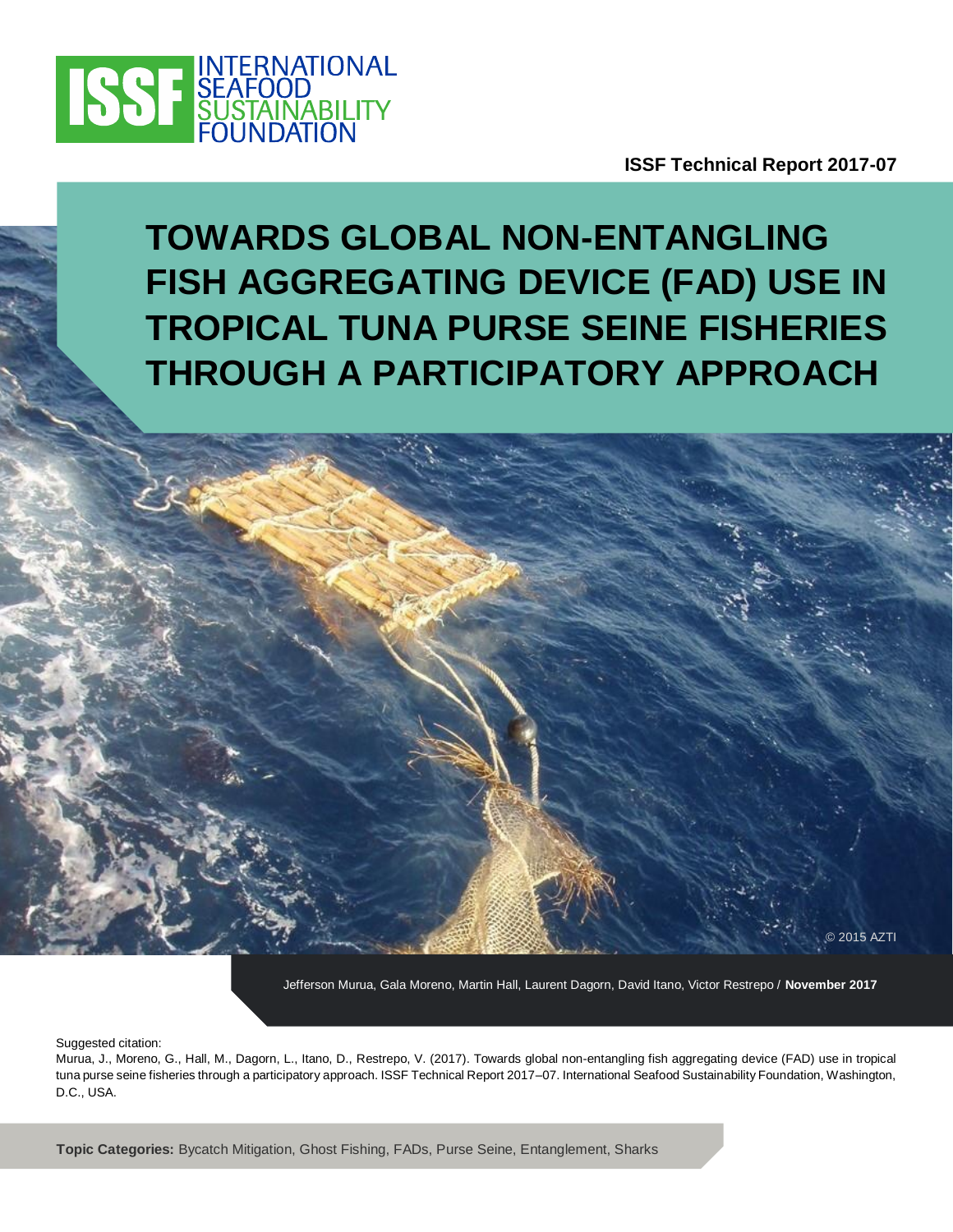ISSF INTERNATIONAL SEAFOOD SUSTAINABILITY FOUNDATION

**ISSF Technical Report 2017-07**

# TOWARDS GLOBAL NON-ENTANGLING FISH AGGREGATING DEVICE (FAD) USE IN TROPICAL TUNA PURSE SEINE FISHERIES THROUGH A PARTICIPATORY APPROACH

© 2015 AZTI

Jefferson Murua, Gala Moreno, Martin Hall, Laurent Dagorn, David Itano, Victor Restrepo / **November 2017**

Suggested citation:
Murua, J., Moreno, G., Hall, M., Dagorn, L., Itano, D., Restrepo, V. (2017). Towards global non-entangling fish aggregating device (FAD) use in tropical tuna purse seine fisheries through a participatory approach. ISSF Technical Report 2017–07. International Seafood Sustainability Foundation, Washington, D.C., USA.

**Topic Categories:** Bycatch Mitigation, Ghost Fishing, FADs, Purse Seine, Entanglement, Sharks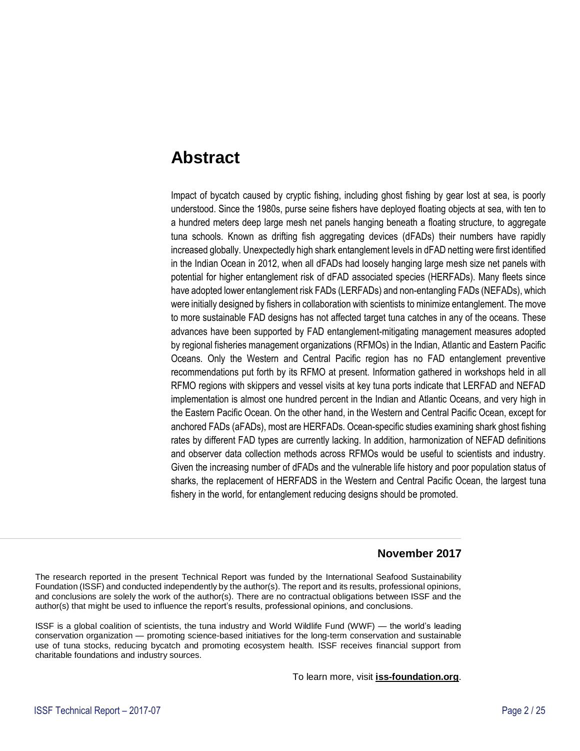# Abstract

Impact of bycatch caused by cryptic fishing, including ghost fishing by gear lost at sea, is poorly understood. Since the 1980s, purse seine fishers have deployed floating objects at sea, with ten to a hundred meters deep large mesh net panels hanging beneath a floating structure, to aggregate tuna schools. Known as drifting fish aggregating devices (dFADs) their numbers have rapidly increased globally. Unexpectedly high shark entanglement levels in dFAD netting were first identified in the Indian Ocean in 2012, when all dFADs had loosely hanging large mesh size net panels with potential for higher entanglement risk of dFAD associated species (HERFADs). Many fleets since have adopted lower entanglement risk FADs (LERFADs) and non-entangling FADs (NEFADs), which were initially designed by fishers in collaboration with scientists to minimize entanglement. The move to more sustainable FAD designs has not affected target tuna catches in any of the oceans. These advances have been supported by FAD entanglement-mitigating management measures adopted by regional fisheries management organizations (RFMOs) in the Indian, Atlantic and Eastern Pacific Oceans. Only the Western and Central Pacific region has no FAD entanglement preventive recommendations put forth by its RFMO at present. Information gathered in workshops held in all RFMO regions with skippers and vessel visits at key tuna ports indicate that LERFAD and NEFAD implementation is almost one hundred percent in the Indian and Atlantic Oceans, and very high in the Eastern Pacific Ocean. On the other hand, in the Western and Central Pacific Ocean, except for anchored FADs (aFADs), most are HERFADs. Ocean-specific studies examining shark ghost fishing rates by different FAD types are currently lacking. In addition, harmonization of NEFAD definitions and observer data collection methods across RFMOs would be useful to scientists and industry. Given the increasing number of dFADs and the vulnerable life history and poor population status of sharks, the replacement of HERFADS in the Western and Central Pacific Ocean, the largest tuna fishery in the world, for entanglement reducing designs should be promoted.

**November 2017**

The research reported in the present Technical Report was funded by the International Seafood Sustainability Foundation (ISSF) and conducted independently by the author(s). The report and its results, professional opinions, and conclusions are solely the work of the author(s). There are no contractual obligations between ISSF and the author(s) that might be used to influence the report's results, professional opinions, and conclusions.

ISSF is a global coalition of scientists, the tuna industry and World Wildlife Fund (WWF) — the world's leading conservation organization — promoting science-based initiatives for the long-term conservation and sustainable use of tuna stocks, reducing bycatch and promoting ecosystem health. ISSF receives financial support from charitable foundations and industry sources.

To learn more, visit **iss-foundation.org**.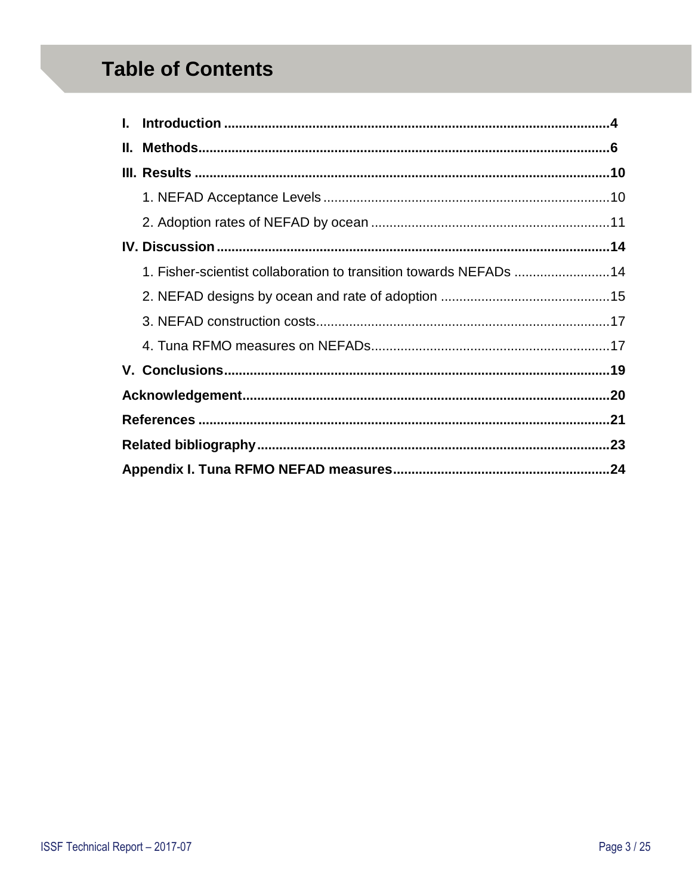# Table of Contents

**I. Introduction** .......................................................................................................**4**

**II. Methods**...............................................................................................................**6**

**III. Results** ...............................................................................................................**10**

1. NEFAD Acceptance Levels .............................................................................10

2. Adoption rates of NEFAD by ocean .................................................................11

**IV. Discussion** ..........................................................................................................**14**

1. Fisher-scientist collaboration to transition towards NEFADs ..........................14

2. NEFAD designs by ocean and rate of adoption ..............................................15

3. NEFAD construction costs...............................................................................17

4. Tuna RFMO measures on NEFADs.................................................................17

**V. Conclusions**........................................................................................................**19**

**Acknowledgement**...................................................................................................**20**

**References** ...............................................................................................................**21**

**Related bibliography**...............................................................................................**23**

**Appendix I. Tuna RFMO NEFAD measures**..........................................................**24**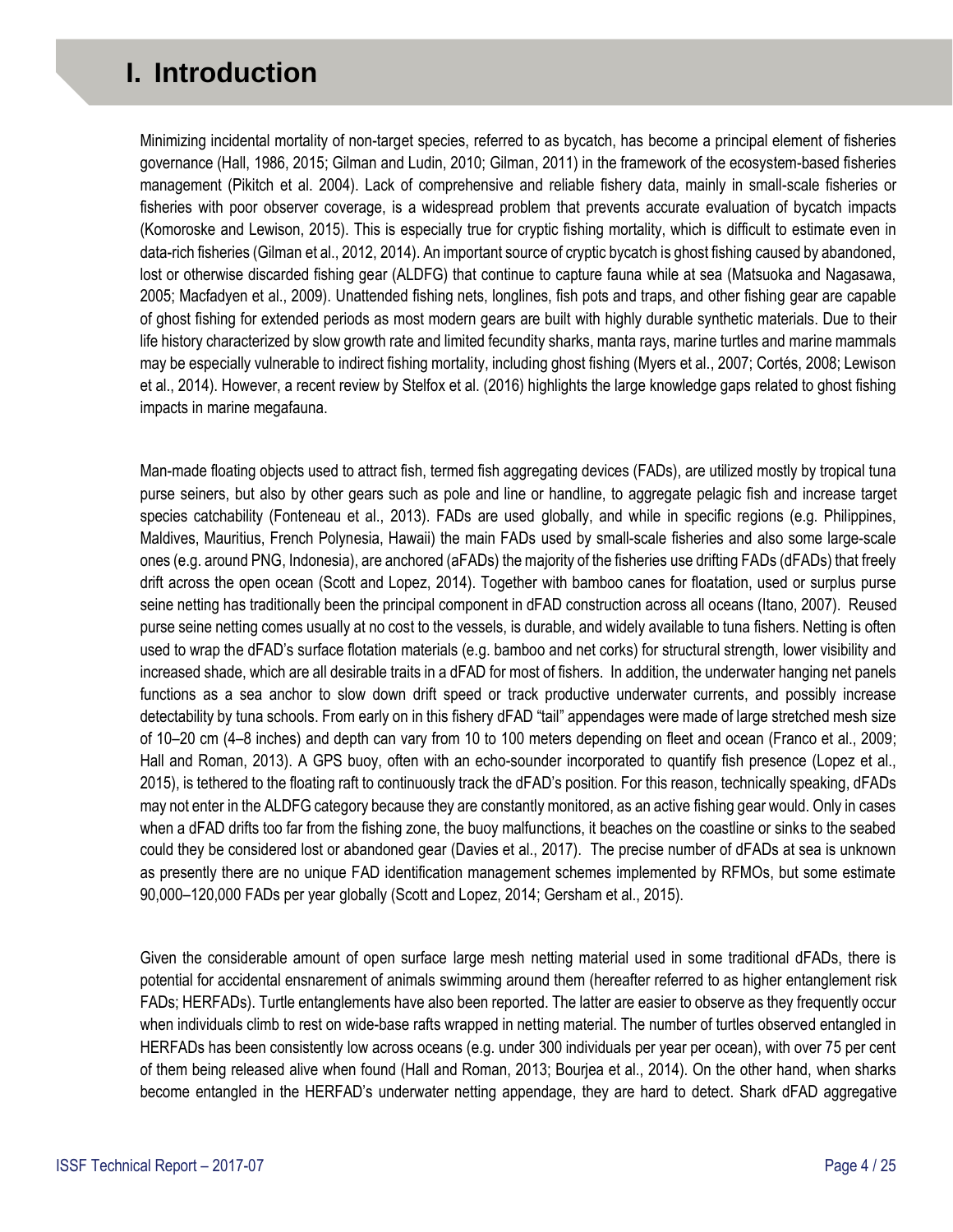# I. Introduction

Minimizing incidental mortality of non-target species, referred to as bycatch, has become a principal element of fisheries governance (Hall, 1986, 2015; Gilman and Ludin, 2010; Gilman, 2011) in the framework of the ecosystem-based fisheries management (Pikitch et al. 2004). Lack of comprehensive and reliable fishery data, mainly in small-scale fisheries or fisheries with poor observer coverage, is a widespread problem that prevents accurate evaluation of bycatch impacts (Komoroske and Lewison, 2015). This is especially true for cryptic fishing mortality, which is difficult to estimate even in data-rich fisheries (Gilman et al., 2012, 2014). An important source of cryptic bycatch is ghost fishing caused by abandoned, lost or otherwise discarded fishing gear (ALDFG) that continue to capture fauna while at sea (Matsuoka and Nagasawa, 2005; Macfadyen et al., 2009). Unattended fishing nets, longlines, fish pots and traps, and other fishing gear are capable of ghost fishing for extended periods as most modern gears are built with highly durable synthetic materials. Due to their life history characterized by slow growth rate and limited fecundity sharks, manta rays, marine turtles and marine mammals may be especially vulnerable to indirect fishing mortality, including ghost fishing (Myers et al., 2007; Cortés, 2008; Lewison et al., 2014). However, a recent review by Stelfox et al. (2016) highlights the large knowledge gaps related to ghost fishing impacts in marine megafauna.

Man-made floating objects used to attract fish, termed fish aggregating devices (FADs), are utilized mostly by tropical tuna purse seiners, but also by other gears such as pole and line or handline, to aggregate pelagic fish and increase target species catchability (Fonteneau et al., 2013). FADs are used globally, and while in specific regions (e.g. Philippines, Maldives, Mauritius, French Polynesia, Hawaii) the main FADs used by small-scale fisheries and also some large-scale ones (e.g. around PNG, Indonesia), are anchored (aFADs) the majority of the fisheries use drifting FADs (dFADs) that freely drift across the open ocean (Scott and Lopez, 2014). Together with bamboo canes for floatation, used or surplus purse seine netting has traditionally been the principal component in dFAD construction across all oceans (Itano, 2007). Reused purse seine netting comes usually at no cost to the vessels, is durable, and widely available to tuna fishers. Netting is often used to wrap the dFAD's surface flotation materials (e.g. bamboo and net corks) for structural strength, lower visibility and increased shade, which are all desirable traits in a dFAD for most of fishers. In addition, the underwater hanging net panels functions as a sea anchor to slow down drift speed or track productive underwater currents, and possibly increase detectability by tuna schools. From early on in this fishery dFAD "tail" appendages were made of large stretched mesh size of 10–20 cm (4–8 inches) and depth can vary from 10 to 100 meters depending on fleet and ocean (Franco et al., 2009; Hall and Roman, 2013). A GPS buoy, often with an echo-sounder incorporated to quantify fish presence (Lopez et al., 2015), is tethered to the floating raft to continuously track the dFAD's position. For this reason, technically speaking, dFADs may not enter in the ALDFG category because they are constantly monitored, as an active fishing gear would. Only in cases when a dFAD drifts too far from the fishing zone, the buoy malfunctions, it beaches on the coastline or sinks to the seabed could they be considered lost or abandoned gear (Davies et al., 2017). The precise number of dFADs at sea is unknown as presently there are no unique FAD identification management schemes implemented by RFMOs, but some estimate 90,000–120,000 FADs per year globally (Scott and Lopez, 2014; Gersham et al., 2015).

Given the considerable amount of open surface large mesh netting material used in some traditional dFADs, there is potential for accidental ensnarement of animals swimming around them (hereafter referred to as higher entanglement risk FADs; HERFADs). Turtle entanglements have also been reported. The latter are easier to observe as they frequently occur when individuals climb to rest on wide-base rafts wrapped in netting material. The number of turtles observed entangled in HERFADs has been consistently low across oceans (e.g. under 300 individuals per year per ocean), with over 75 per cent of them being released alive when found (Hall and Roman, 2013; Bourjea et al., 2014). On the other hand, when sharks become entangled in the HERFAD's underwater netting appendage, they are hard to detect. Shark dFAD aggregative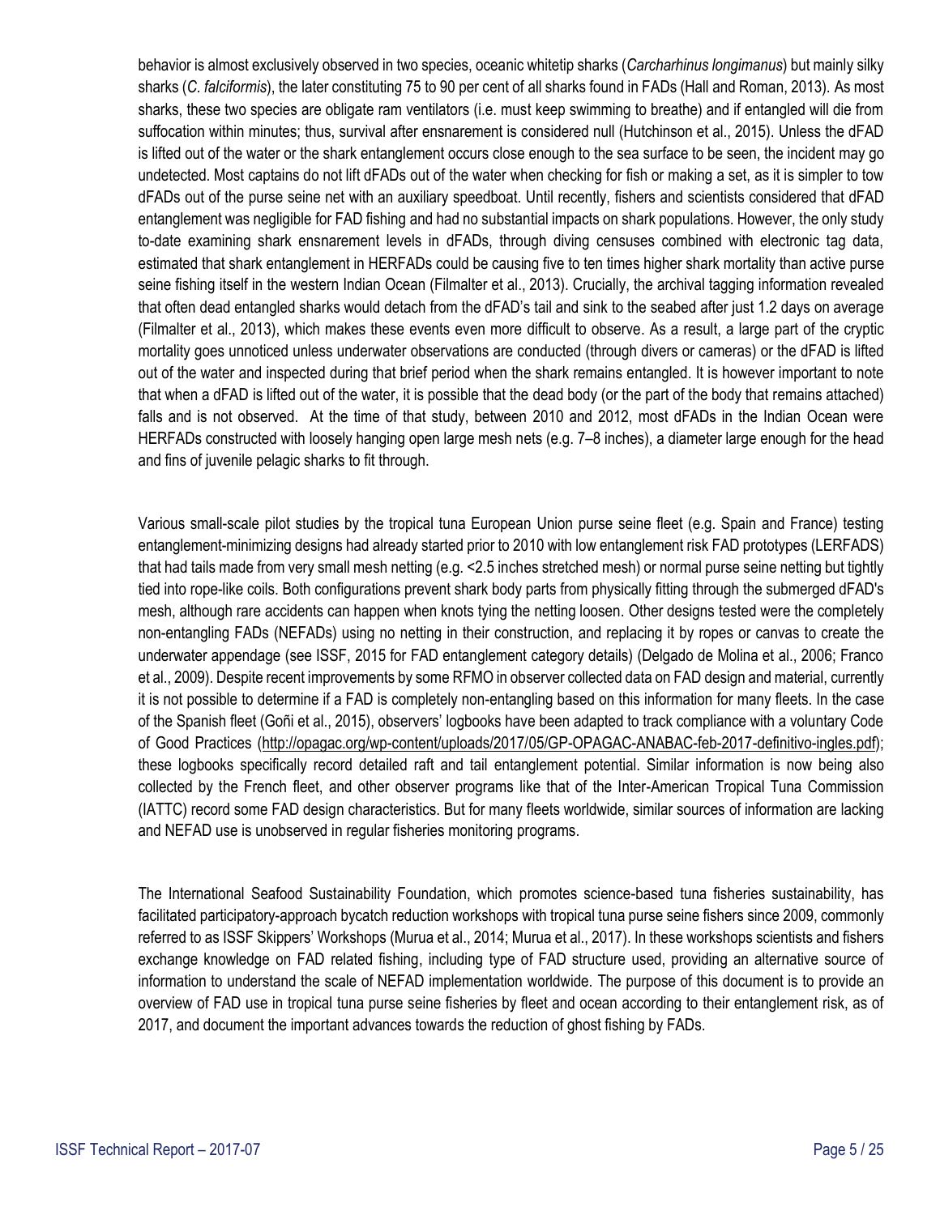behavior is almost exclusively observed in two species, oceanic whitetip sharks (*Carcharhinus longimanus*) but mainly silky sharks (*C. falciformis*), the later constituting 75 to 90 per cent of all sharks found in FADs (Hall and Roman, 2013). As most sharks, these two species are obligate ram ventilators (i.e. must keep swimming to breathe) and if entangled will die from suffocation within minutes; thus, survival after ensnarement is considered null (Hutchinson et al., 2015). Unless the dFAD is lifted out of the water or the shark entanglement occurs close enough to the sea surface to be seen, the incident may go undetected. Most captains do not lift dFADs out of the water when checking for fish or making a set, as it is simpler to tow dFADs out of the purse seine net with an auxiliary speedboat. Until recently, fishers and scientists considered that dFAD entanglement was negligible for FAD fishing and had no substantial impacts on shark populations. However, the only study to-date examining shark ensnarement levels in dFADs, through diving censuses combined with electronic tag data, estimated that shark entanglement in HERFADs could be causing five to ten times higher shark mortality than active purse seine fishing itself in the western Indian Ocean (Filmalter et al., 2013). Crucially, the archival tagging information revealed that often dead entangled sharks would detach from the dFAD's tail and sink to the seabed after just 1.2 days on average (Filmalter et al., 2013), which makes these events even more difficult to observe. As a result, a large part of the cryptic mortality goes unnoticed unless underwater observations are conducted (through divers or cameras) or the dFAD is lifted out of the water and inspected during that brief period when the shark remains entangled. It is however important to note that when a dFAD is lifted out of the water, it is possible that the dead body (or the part of the body that remains attached) falls and is not observed. At the time of that study, between 2010 and 2012, most dFADs in the Indian Ocean were HERFADs constructed with loosely hanging open large mesh nets (e.g. 7–8 inches), a diameter large enough for the head and fins of juvenile pelagic sharks to fit through.

Various small-scale pilot studies by the tropical tuna European Union purse seine fleet (e.g. Spain and France) testing entanglement-minimizing designs had already started prior to 2010 with low entanglement risk FAD prototypes (LERFADS) that had tails made from very small mesh netting (e.g. <2.5 inches stretched mesh) or normal purse seine netting but tightly tied into rope-like coils. Both configurations prevent shark body parts from physically fitting through the submerged dFAD's mesh, although rare accidents can happen when knots tying the netting loosen. Other designs tested were the completely non-entangling FADs (NEFADs) using no netting in their construction, and replacing it by ropes or canvas to create the underwater appendage (see ISSF, 2015 for FAD entanglement category details) (Delgado de Molina et al., 2006; Franco et al., 2009). Despite recent improvements by some RFMO in observer collected data on FAD design and material, currently it is not possible to determine if a FAD is completely non-entangling based on this information for many fleets. In the case of the Spanish fleet (Goñi et al., 2015), observers' logbooks have been adapted to track compliance with a voluntary Code of Good Practices (http://opagac.org/wp-content/uploads/2017/05/GP-OPAGAC-ANABAC-feb-2017-definitivo-ingles.pdf); these logbooks specifically record detailed raft and tail entanglement potential. Similar information is now being also collected by the French fleet, and other observer programs like that of the Inter-American Tropical Tuna Commission (IATTC) record some FAD design characteristics. But for many fleets worldwide, similar sources of information are lacking and NEFAD use is unobserved in regular fisheries monitoring programs.

The International Seafood Sustainability Foundation, which promotes science-based tuna fisheries sustainability, has facilitated participatory-approach bycatch reduction workshops with tropical tuna purse seine fishers since 2009, commonly referred to as ISSF Skippers' Workshops (Murua et al., 2014; Murua et al., 2017). In these workshops scientists and fishers exchange knowledge on FAD related fishing, including type of FAD structure used, providing an alternative source of information to understand the scale of NEFAD implementation worldwide. The purpose of this document is to provide an overview of FAD use in tropical tuna purse seine fisheries by fleet and ocean according to their entanglement risk, as of 2017, and document the important advances towards the reduction of ghost fishing by FADs.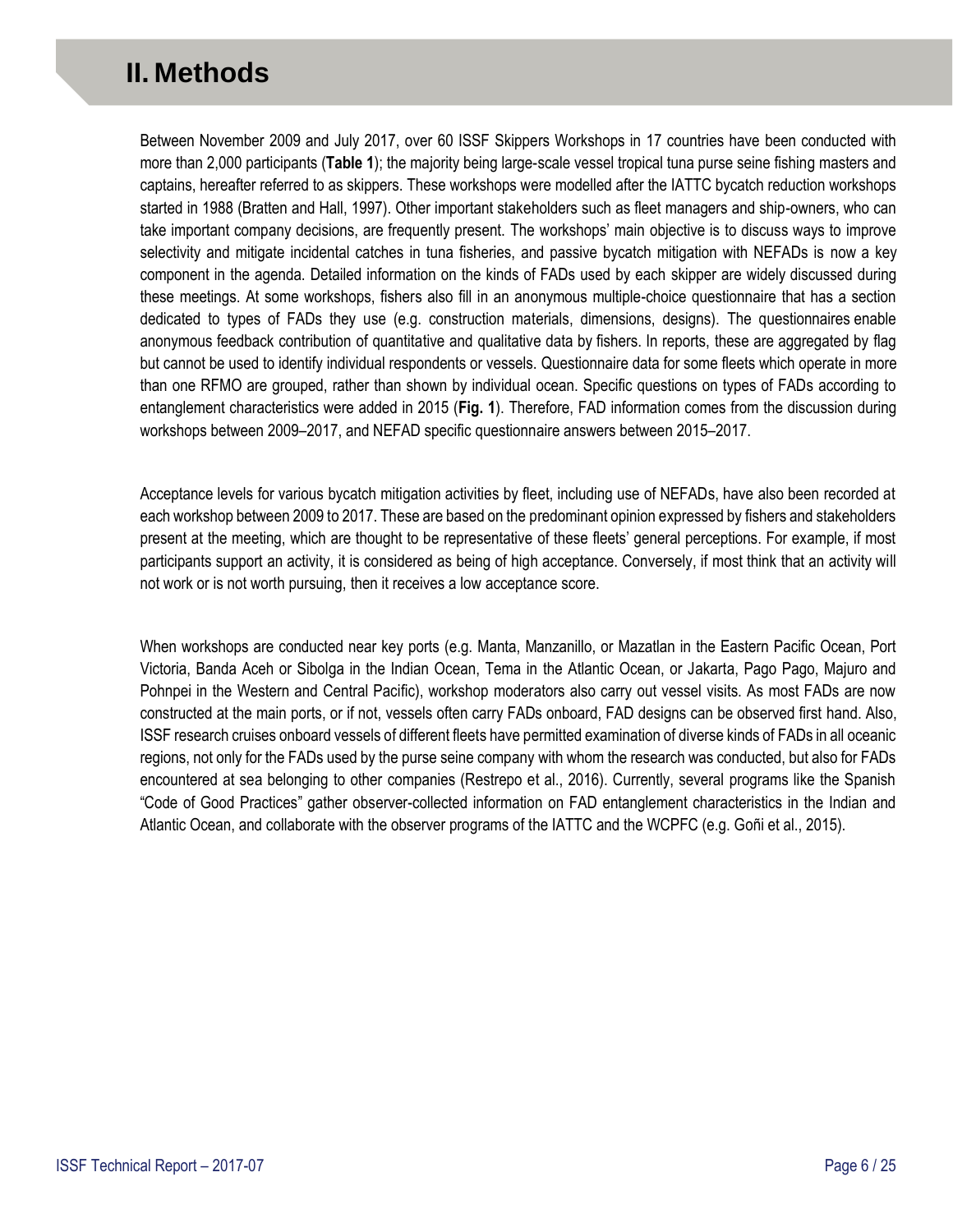# II. Methods

Between November 2009 and July 2017, over 60 ISSF Skippers Workshops in 17 countries have been conducted with more than 2,000 participants (**Table 1**); the majority being large-scale vessel tropical tuna purse seine fishing masters and captains, hereafter referred to as skippers. These workshops were modelled after the IATTC bycatch reduction workshops started in 1988 (Bratten and Hall, 1997). Other important stakeholders such as fleet managers and ship-owners, who can take important company decisions, are frequently present. The workshops' main objective is to discuss ways to improve selectivity and mitigate incidental catches in tuna fisheries, and passive bycatch mitigation with NEFADs is now a key component in the agenda. Detailed information on the kinds of FADs used by each skipper are widely discussed during these meetings. At some workshops, fishers also fill in an anonymous multiple-choice questionnaire that has a section dedicated to types of FADs they use (e.g. construction materials, dimensions, designs). The questionnaires enable anonymous feedback contribution of quantitative and qualitative data by fishers. In reports, these are aggregated by flag but cannot be used to identify individual respondents or vessels. Questionnaire data for some fleets which operate in more than one RFMO are grouped, rather than shown by individual ocean. Specific questions on types of FADs according to entanglement characteristics were added in 2015 (**Fig. 1**). Therefore, FAD information comes from the discussion during workshops between 2009–2017, and NEFAD specific questionnaire answers between 2015–2017.

Acceptance levels for various bycatch mitigation activities by fleet, including use of NEFADs, have also been recorded at each workshop between 2009 to 2017. These are based on the predominant opinion expressed by fishers and stakeholders present at the meeting, which are thought to be representative of these fleets' general perceptions. For example, if most participants support an activity, it is considered as being of high acceptance. Conversely, if most think that an activity will not work or is not worth pursuing, then it receives a low acceptance score.

When workshops are conducted near key ports (e.g. Manta, Manzanillo, or Mazatlan in the Eastern Pacific Ocean, Port Victoria, Banda Aceh or Sibolga in the Indian Ocean, Tema in the Atlantic Ocean, or Jakarta, Pago Pago, Majuro and Pohnpei in the Western and Central Pacific), workshop moderators also carry out vessel visits. As most FADs are now constructed at the main ports, or if not, vessels often carry FADs onboard, FAD designs can be observed first hand. Also, ISSF research cruises onboard vessels of different fleets have permitted examination of diverse kinds of FADs in all oceanic regions, not only for the FADs used by the purse seine company with whom the research was conducted, but also for FADs encountered at sea belonging to other companies (Restrepo et al., 2016). Currently, several programs like the Spanish "Code of Good Practices" gather observer-collected information on FAD entanglement characteristics in the Indian and Atlantic Ocean, and collaborate with the observer programs of the IATTC and the WCPFC (e.g. Goñi et al., 2015).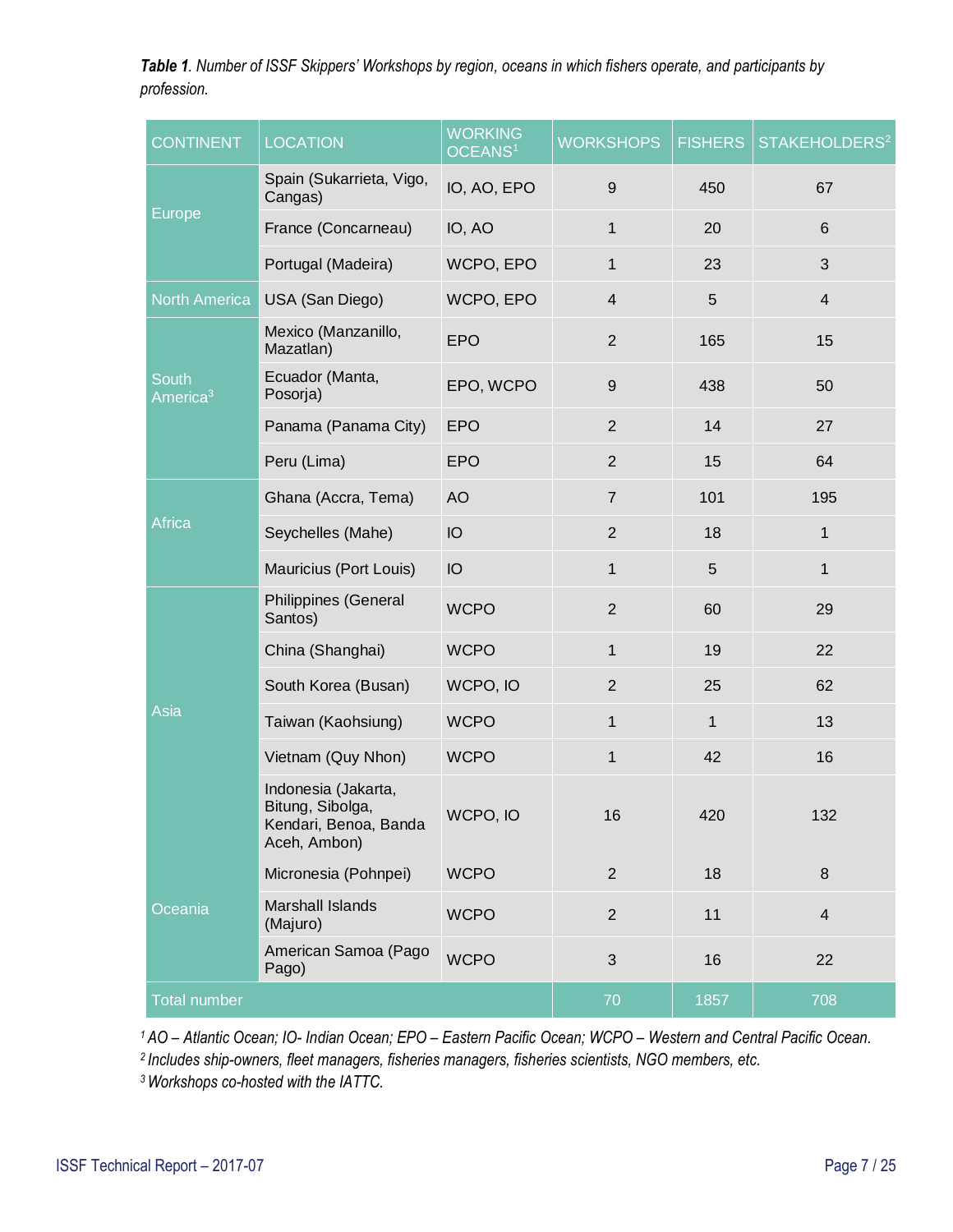***Table 1**. Number of ISSF Skippers' Workshops by region, oceans in which fishers operate, and participants by profession.*

| CONTINENT | LOCATION | WORKING OCEANS[1] | WORKSHOPS | FISHERS | STAKEHOLDERS[2] |
|---|---|---|---|---|---|
| Europe | Spain (Sukarrieta, Vigo, Cangas) | IO, AO, EPO | 9 | 450 | 67 |
| | France (Concarneau) | IO, AO | 1 | 20 | 6 |
| | Portugal (Madeira) | WCPO, EPO | 1 | 23 | 3 |
| North America | USA (San Diego) | WCPO, EPO | 4 | 5 | 4 |
| South America[3] | Mexico (Manzanillo, Mazatlan) | EPO | 2 | 165 | 15 |
| | Ecuador (Manta, Posorja) | EPO, WCPO | 9 | 438 | 50 |
| | Panama (Panama City) | EPO | 2 | 14 | 27 |
| | Peru (Lima) | EPO | 2 | 15 | 64 |
| Africa | Ghana (Accra, Tema) | AO | 7 | 101 | 195 |
| | Seychelles (Mahe) | IO | 2 | 18 | 1 |
| | Mauricius (Port Louis) | IO | 1 | 5 | 1 |
| Asia | Philippines (General Santos) | WCPO | 2 | 60 | 29 |
| | China (Shanghai) | WCPO | 1 | 19 | 22 |
| | South Korea (Busan) | WCPO, IO | 2 | 25 | 62 |
| | Taiwan (Kaohsiung) | WCPO | 1 | 1 | 13 |
| | Vietnam (Quy Nhon) | WCPO | 1 | 42 | 16 |
| | Indonesia (Jakarta, Bitung, Sibolga, Kendari, Benoa, Banda Aceh, Ambon) | WCPO, IO | 16 | 420 | 132 |
| Oceania | Micronesia (Pohnpei) | WCPO | 2 | 18 | 8 |
| | Marshall Islands (Majuro) | WCPO | 2 | 11 | 4 |
| | American Samoa (Pago Pago) | WCPO | 3 | 16 | 22 |
| Total number | | | 70 | 1857 | 708 |

*[1] AO – Atlantic Ocean; IO- Indian Ocean; EPO – Eastern Pacific Ocean; WCPO – Western and Central Pacific Ocean.*
*[2] Includes ship-owners, fleet managers, fisheries managers, fisheries scientists, NGO members, etc.*
*[3] Workshops co-hosted with the IATTC.*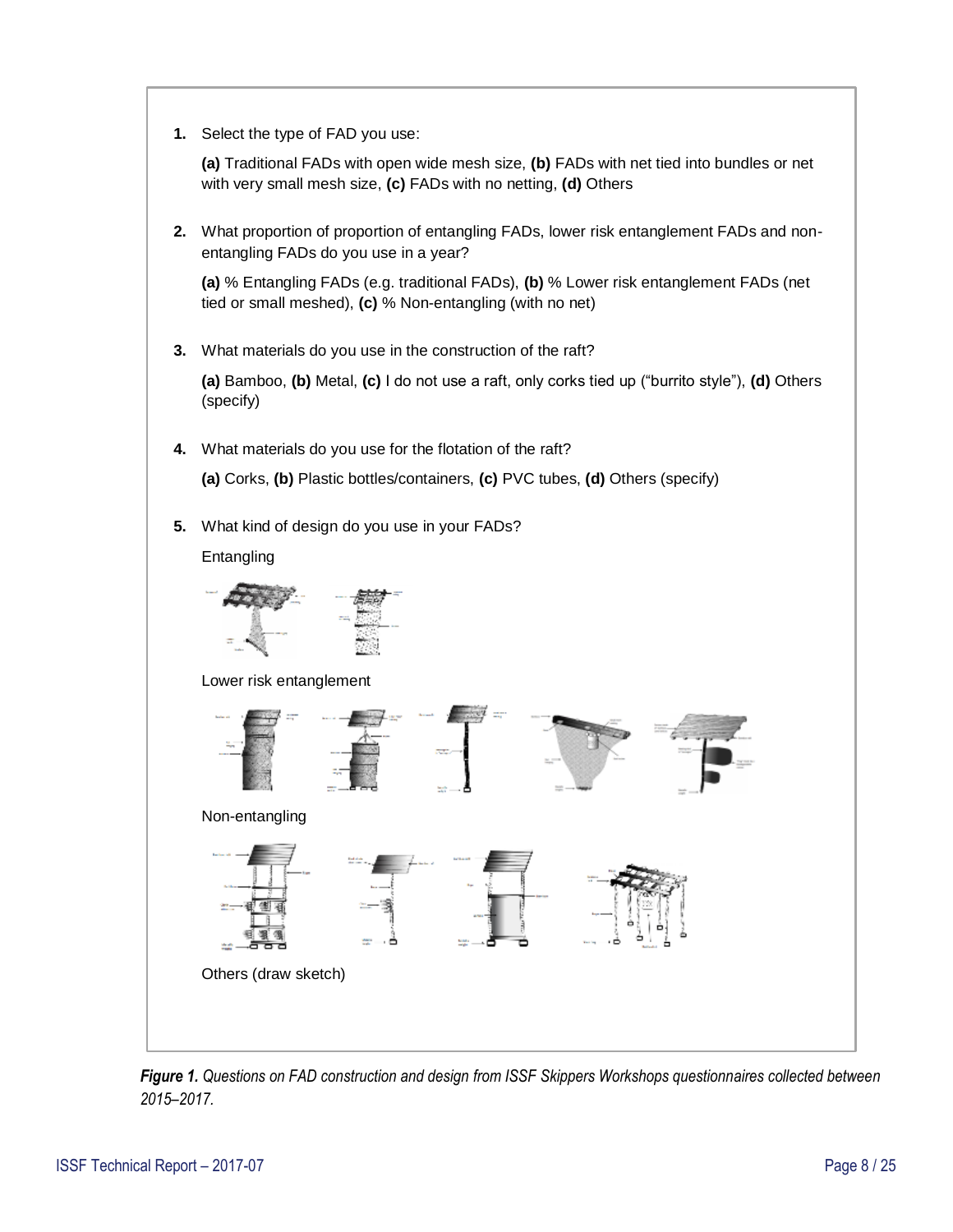1. Select the type of FAD you use:

   **(a)** Traditional FADs with open wide mesh size, **(b)** FADs with net tied into bundles or net with very small mesh size, **(c)** FADs with no netting, **(d)** Others

2. What proportion of proportion of entangling FADs, lower risk entanglement FADs and non-entangling FADs do you use in a year?

   **(a)** % Entangling FADs (e.g. traditional FADs), **(b)** % Lower risk entanglement FADs (net tied or small meshed), **(c)** % Non-entangling (with no net)

3. What materials do you use in the construction of the raft?

   **(a)** Bamboo, **(b)** Metal, **(c)** I do not use a raft, only corks tied up ("burrito style"), **(d)** Others (specify)

4. What materials do you use for the flotation of the raft?

   **(a)** Corks, **(b)** Plastic bottles/containers, **(c)** PVC tubes, **(d)** Others (specify)

5. What kind of design do you use in your FADs?

   Entangling

   Lower risk entanglement

   Non-entangling

   Others (draw sketch)

***Figure 1.*** *Questions on FAD construction and design from ISSF Skippers Workshops questionnaires collected between 2015–2017.*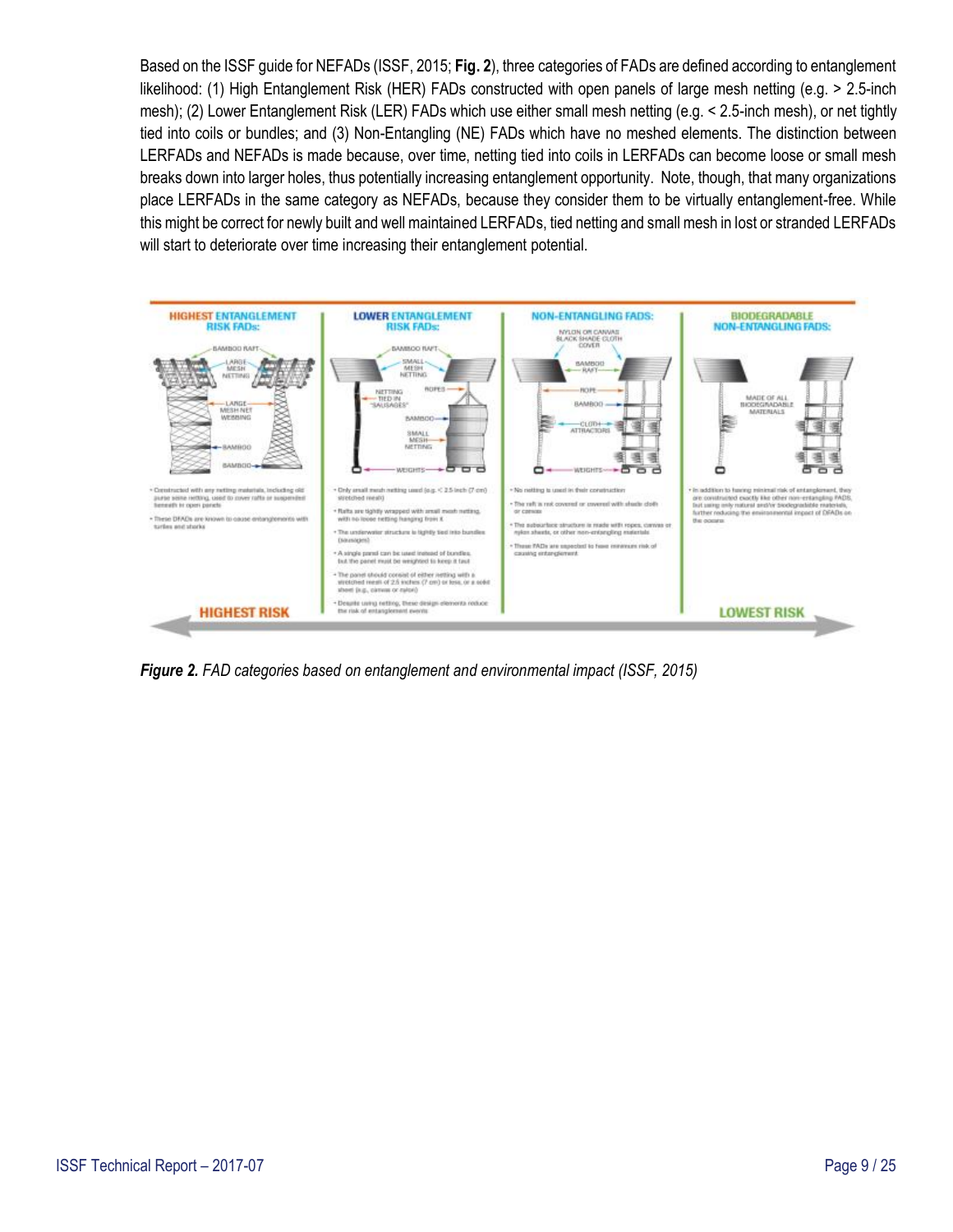Based on the ISSF guide for NEFADs (ISSF, 2015; **Fig. 2**), three categories of FADs are defined according to entanglement likelihood: (1) High Entanglement Risk (HER) FADs constructed with open panels of large mesh netting (e.g. > 2.5-inch mesh); (2) Lower Entanglement Risk (LER) FADs which use either small mesh netting (e.g. < 2.5-inch mesh), or net tightly tied into coils or bundles; and (3) Non-Entangling (NE) FADs which have no meshed elements. The distinction between LERFADs and NEFADs is made because, over time, netting tied into coils in LERFADs can become loose or small mesh breaks down into larger holes, thus potentially increasing entanglement opportunity. Note, though, that many organizations place LERFADs in the same category as NEFADs, because they consider them to be virtually entanglement-free. While this might be correct for newly built and well maintained LERFADs, tied netting and small mesh in lost or stranded LERFADs will start to deteriorate over time increasing their entanglement potential.

***Figure 2.*** *FAD categories based on entanglement and environmental impact (ISSF, 2015)*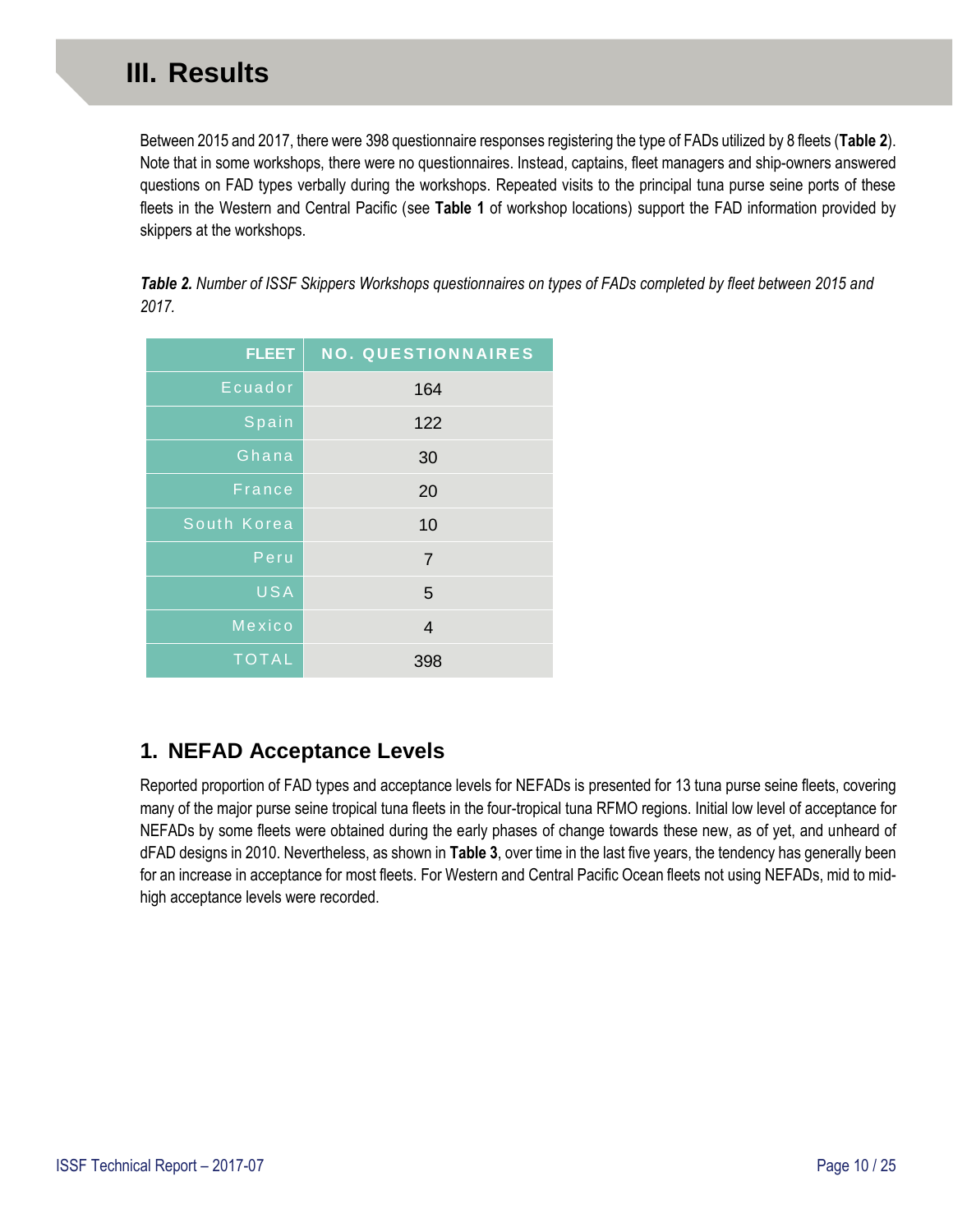# III. Results

Between 2015 and 2017, there were 398 questionnaire responses registering the type of FADs utilized by 8 fleets (**Table 2**). Note that in some workshops, there were no questionnaires. Instead, captains, fleet managers and ship-owners answered questions on FAD types verbally during the workshops. Repeated visits to the principal tuna purse seine ports of these fleets in the Western and Central Pacific (see **Table 1** of workshop locations) support the FAD information provided by skippers at the workshops.

***Table 2.*** *Number of ISSF Skippers Workshops questionnaires on types of FADs completed by fleet between 2015 and 2017.*

| FLEET | NO. QUESTIONNAIRES |
|---|---|
| Ecuador | 164 |
| Spain | 122 |
| Ghana | 30 |
| France | 20 |
| South Korea | 10 |
| Peru | 7 |
| USA | 5 |
| Mexico | 4 |
| TOTAL | 398 |

## 1. NEFAD Acceptance Levels

Reported proportion of FAD types and acceptance levels for NEFADs is presented for 13 tuna purse seine fleets, covering many of the major purse seine tropical tuna fleets in the four-tropical tuna RFMO regions. Initial low level of acceptance for NEFADs by some fleets were obtained during the early phases of change towards these new, as of yet, and unheard of dFAD designs in 2010. Nevertheless, as shown in **Table 3**, over time in the last five years, the tendency has generally been for an increase in acceptance for most fleets. For Western and Central Pacific Ocean fleets not using NEFADs, mid to mid-high acceptance levels were recorded.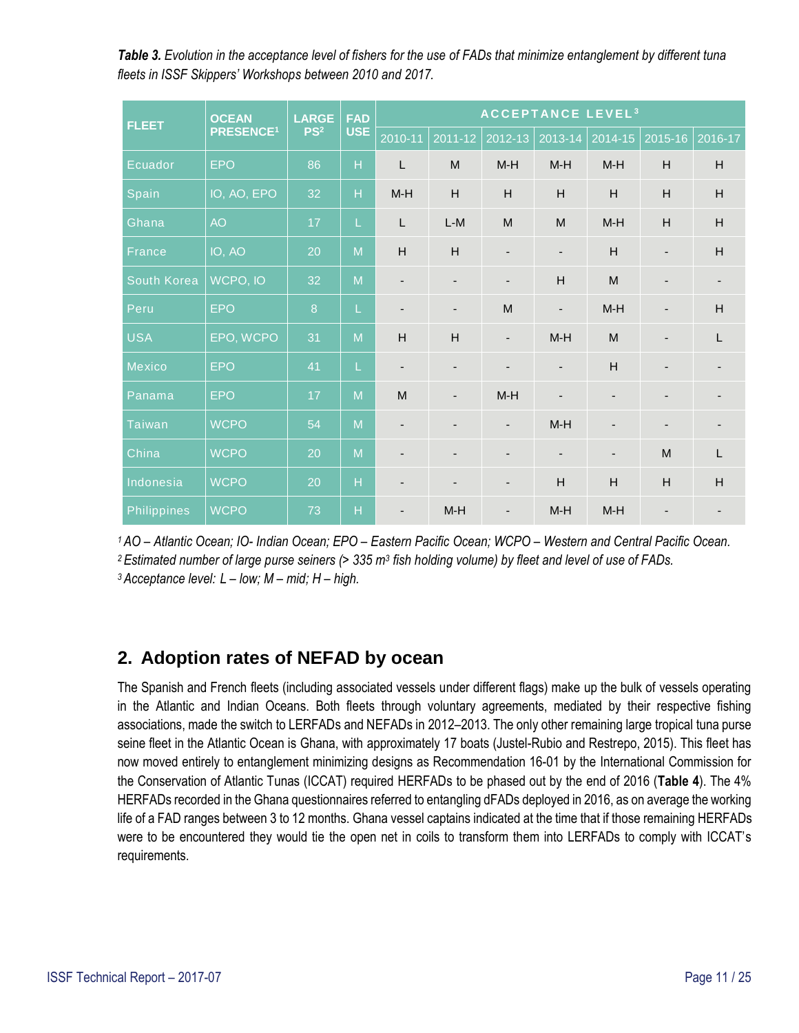***Table 3.*** *Evolution in the acceptance level of fishers for the use of FADs that minimize entanglement by different tuna fleets in ISSF Skippers' Workshops between 2010 and 2017.*

| FLEET | OCEAN PRESENCE[1] | LARGE PS[2] | FAD USE | ACCEPTANCE LEVEL[3] | | | | | | |
|---|---|---|---|---|---|---|---|---|---|---|
| | | | | 2010-11 | 2011-12 | 2012-13 | 2013-14 | 2014-15 | 2015-16 | 2016-17 |
| Ecuador | EPO | 86 | H | L | M | M-H | M-H | M-H | H | H |
| Spain | IO, AO, EPO | 32 | H | M-H | H | H | H | H | H | H |
| Ghana | AO | 17 | L | L | L-M | M | M | M-H | H | H |
| France | IO, AO | 20 | M | H | H | - | - | H | - | H |
| South Korea | WCPO, IO | 32 | M | - | - | - | H | M | - | - |
| Peru | EPO | 8 | L | - | - | M | - | M-H | - | H |
| USA | EPO, WCPO | 31 | M | H | H | - | M-H | M | - | L |
| Mexico | EPO | 41 | L | - | - | - | - | H | - | - |
| Panama | EPO | 17 | M | M | - | M-H | - | - | - | - |
| Taiwan | WCPO | 54 | M | - | - | - | M-H | - | - | - |
| China | WCPO | 20 | M | - | - | - | - | - | M | L |
| Indonesia | WCPO | 20 | H | - | - | - | H | H | H | H |
| Philippines | WCPO | 73 | H | - | M-H | - | M-H | M-H | - | - |

*[1] AO – Atlantic Ocean; IO- Indian Ocean; EPO – Eastern Pacific Ocean; WCPO – Western and Central Pacific Ocean.*
*[2] Estimated number of large purse seiners (> 335 m$^3$ fish holding volume) by fleet and level of use of FADs.*
*[3] Acceptance level: L – low; M – mid; H – high.*

## 2. Adoption rates of NEFAD by ocean

The Spanish and French fleets (including associated vessels under different flags) make up the bulk of vessels operating in the Atlantic and Indian Oceans. Both fleets through voluntary agreements, mediated by their respective fishing associations, made the switch to LERFADs and NEFADs in 2012–2013. The only other remaining large tropical tuna purse seine fleet in the Atlantic Ocean is Ghana, with approximately 17 boats (Justel-Rubio and Restrepo, 2015). This fleet has now moved entirely to entanglement minimizing designs as Recommendation 16-01 by the International Commission for the Conservation of Atlantic Tunas (ICCAT) required HERFADs to be phased out by the end of 2016 (**Table 4**). The 4% HERFADs recorded in the Ghana questionnaires referred to entangling dFADs deployed in 2016, as on average the working life of a FAD ranges between 3 to 12 months. Ghana vessel captains indicated at the time that if those remaining HERFADs were to be encountered they would tie the open net in coils to transform them into LERFADs to comply with ICCAT's requirements.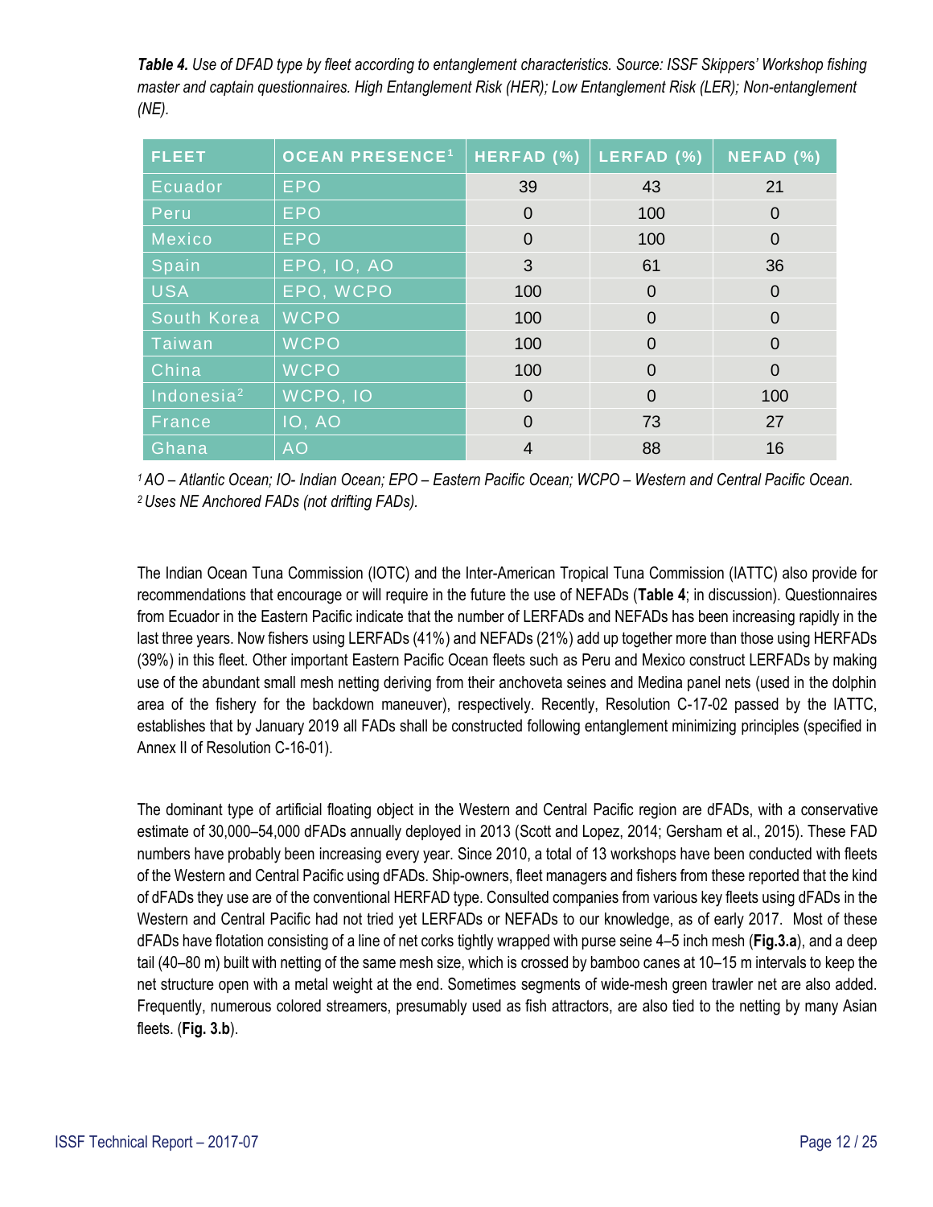***Table 4.*** *Use of DFAD type by fleet according to entanglement characteristics. Source: ISSF Skippers' Workshop fishing master and captain questionnaires. High Entanglement Risk (HER); Low Entanglement Risk (LER); Non-entanglement (NE).*

| FLEET | OCEAN PRESENCE[1] | HERFAD (%) | LERFAD (%) | NEFAD (%) |
|---|---|---|---|---|
| Ecuador | EPO | 39 | 43 | 21 |
| Peru | EPO | 0 | 100 | 0 |
| Mexico | EPO | 0 | 100 | 0 |
| Spain | EPO, IO, AO | 3 | 61 | 36 |
| USA | EPO, WCPO | 100 | 0 | 0 |
| South Korea | WCPO | 100 | 0 | 0 |
| Taiwan | WCPO | 100 | 0 | 0 |
| China | WCPO | 100 | 0 | 0 |
| Indonesia[2] | WCPO, IO | 0 | 0 | 100 |
| France | IO, AO | 0 | 73 | 27 |
| Ghana | AO | 4 | 88 | 16 |

*[1] AO – Atlantic Ocean; IO- Indian Ocean; EPO – Eastern Pacific Ocean; WCPO – Western and Central Pacific Ocean.*
*[2] Uses NE Anchored FADs (not drifting FADs).*

The Indian Ocean Tuna Commission (IOTC) and the Inter-American Tropical Tuna Commission (IATTC) also provide for recommendations that encourage or will require in the future the use of NEFADs (**Table 4**; in discussion). Questionnaires from Ecuador in the Eastern Pacific indicate that the number of LERFADs and NEFADs has been increasing rapidly in the last three years. Now fishers using LERFADs (41%) and NEFADs (21%) add up together more than those using HERFADs (39%) in this fleet. Other important Eastern Pacific Ocean fleets such as Peru and Mexico construct LERFADs by making use of the abundant small mesh netting deriving from their anchoveta seines and Medina panel nets (used in the dolphin area of the fishery for the backdown maneuver), respectively. Recently, Resolution C-17-02 passed by the IATTC, establishes that by January 2019 all FADs shall be constructed following entanglement minimizing principles (specified in Annex II of Resolution C-16-01).

The dominant type of artificial floating object in the Western and Central Pacific region are dFADs, with a conservative estimate of 30,000–54,000 dFADs annually deployed in 2013 (Scott and Lopez, 2014; Gersham et al., 2015). These FAD numbers have probably been increasing every year. Since 2010, a total of 13 workshops have been conducted with fleets of the Western and Central Pacific using dFADs. Ship-owners, fleet managers and fishers from these reported that the kind of dFADs they use are of the conventional HERFAD type. Consulted companies from various key fleets using dFADs in the Western and Central Pacific had not tried yet LERFADs or NEFADs to our knowledge, as of early 2017. Most of these dFADs have flotation consisting of a line of net corks tightly wrapped with purse seine 4–5 inch mesh (**Fig.3.a**), and a deep tail (40–80 m) built with netting of the same mesh size, which is crossed by bamboo canes at 10–15 m intervals to keep the net structure open with a metal weight at the end. Sometimes segments of wide-mesh green trawler net are also added. Frequently, numerous colored streamers, presumably used as fish attractors, are also tied to the netting by many Asian fleets. (**Fig. 3.b**).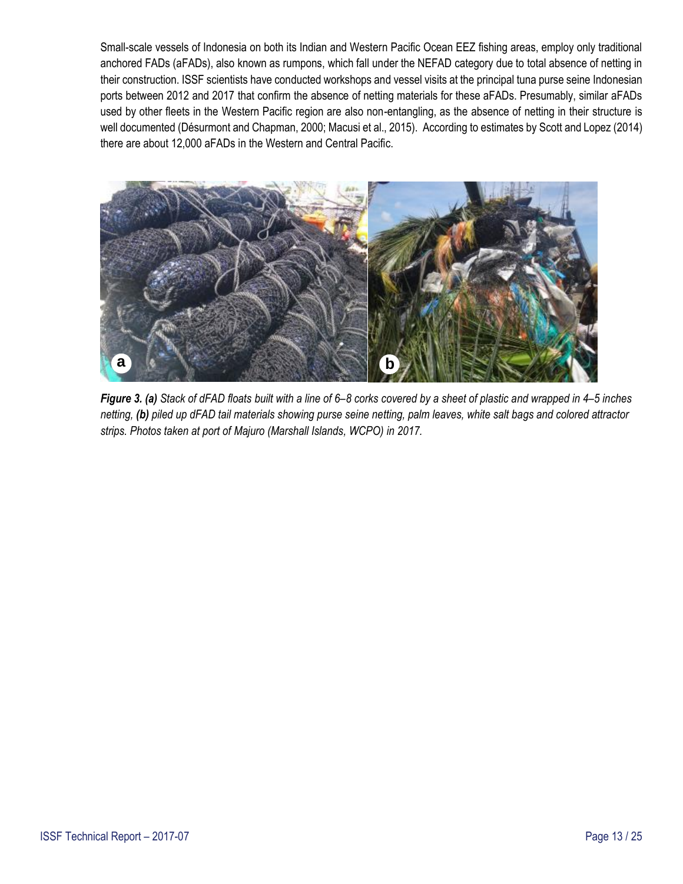Small-scale vessels of Indonesia on both its Indian and Western Pacific Ocean EEZ fishing areas, employ only traditional anchored FADs (aFADs), also known as rumpons, which fall under the NEFAD category due to total absence of netting in their construction. ISSF scientists have conducted workshops and vessel visits at the principal tuna purse seine Indonesian ports between 2012 and 2017 that confirm the absence of netting materials for these aFADs. Presumably, similar aFADs used by other fleets in the Western Pacific region are also non-entangling, as the absence of netting in their structure is well documented (Désurmont and Chapman, 2000; Macusi et al., 2015). According to estimates by Scott and Lopez (2014) there are about 12,000 aFADs in the Western and Central Pacific.

***Figure 3. (a)*** *Stack of dFAD floats built with a line of 6–8 corks covered by a sheet of plastic and wrapped in 4–5 inches netting,* ***(b)*** *piled up dFAD tail materials showing purse seine netting, palm leaves, white salt bags and colored attractor strips. Photos taken at port of Majuro (Marshall Islands, WCPO) in 2017.*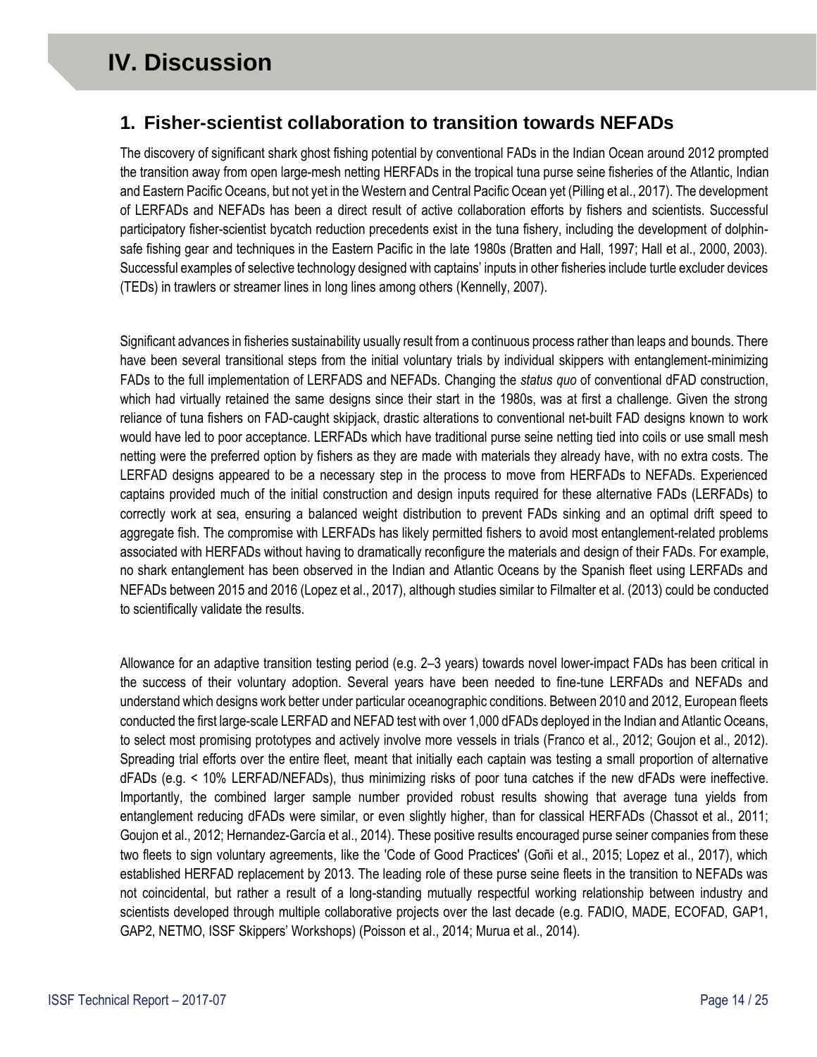# IV. Discussion

## 1. Fisher-scientist collaboration to transition towards NEFADs

The discovery of significant shark ghost fishing potential by conventional FADs in the Indian Ocean around 2012 prompted the transition away from open large-mesh netting HERFADs in the tropical tuna purse seine fisheries of the Atlantic, Indian and Eastern Pacific Oceans, but not yet in the Western and Central Pacific Ocean yet (Pilling et al., 2017). The development of LERFADs and NEFADs has been a direct result of active collaboration efforts by fishers and scientists. Successful participatory fisher-scientist bycatch reduction precedents exist in the tuna fishery, including the development of dolphin-safe fishing gear and techniques in the Eastern Pacific in the late 1980s (Bratten and Hall, 1997; Hall et al., 2000, 2003). Successful examples of selective technology designed with captains' inputs in other fisheries include turtle excluder devices (TEDs) in trawlers or streamer lines in long lines among others (Kennelly, 2007).

Significant advances in fisheries sustainability usually result from a continuous process rather than leaps and bounds. There have been several transitional steps from the initial voluntary trials by individual skippers with entanglement-minimizing FADs to the full implementation of LERFADS and NEFADs. Changing the *status quo* of conventional dFAD construction, which had virtually retained the same designs since their start in the 1980s, was at first a challenge. Given the strong reliance of tuna fishers on FAD-caught skipjack, drastic alterations to conventional net-built FAD designs known to work would have led to poor acceptance. LERFADs which have traditional purse seine netting tied into coils or use small mesh netting were the preferred option by fishers as they are made with materials they already have, with no extra costs. The LERFAD designs appeared to be a necessary step in the process to move from HERFADs to NEFADs. Experienced captains provided much of the initial construction and design inputs required for these alternative FADs (LERFADs) to correctly work at sea, ensuring a balanced weight distribution to prevent FADs sinking and an optimal drift speed to aggregate fish. The compromise with LERFADs has likely permitted fishers to avoid most entanglement-related problems associated with HERFADs without having to dramatically reconfigure the materials and design of their FADs. For example, no shark entanglement has been observed in the Indian and Atlantic Oceans by the Spanish fleet using LERFADs and NEFADs between 2015 and 2016 (Lopez et al., 2017), although studies similar to Filmalter et al. (2013) could be conducted to scientifically validate the results.

Allowance for an adaptive transition testing period (e.g. 2–3 years) towards novel lower-impact FADs has been critical in the success of their voluntary adoption. Several years have been needed to fine-tune LERFADs and NEFADs and understand which designs work better under particular oceanographic conditions. Between 2010 and 2012, European fleets conducted the first large-scale LERFAD and NEFAD test with over 1,000 dFADs deployed in the Indian and Atlantic Oceans, to select most promising prototypes and actively involve more vessels in trials (Franco et al., 2012; Goujon et al., 2012). Spreading trial efforts over the entire fleet, meant that initially each captain was testing a small proportion of alternative dFADs (e.g. < 10% LERFAD/NEFADs), thus minimizing risks of poor tuna catches if the new dFADs were ineffective. Importantly, the combined larger sample number provided robust results showing that average tuna yields from entanglement reducing dFADs were similar, or even slightly higher, than for classical HERFADs (Chassot et al., 2011; Goujon et al., 2012; Hernandez-García et al., 2014). These positive results encouraged purse seiner companies from these two fleets to sign voluntary agreements, like the 'Code of Good Practices' (Goñi et al., 2015; Lopez et al., 2017), which established HERFAD replacement by 2013. The leading role of these purse seine fleets in the transition to NEFADs was not coincidental, but rather a result of a long-standing mutually respectful working relationship between industry and scientists developed through multiple collaborative projects over the last decade (e.g. FADIO, MADE, ECOFAD, GAP1, GAP2, NETMO, ISSF Skippers' Workshops) (Poisson et al., 2014; Murua et al., 2014).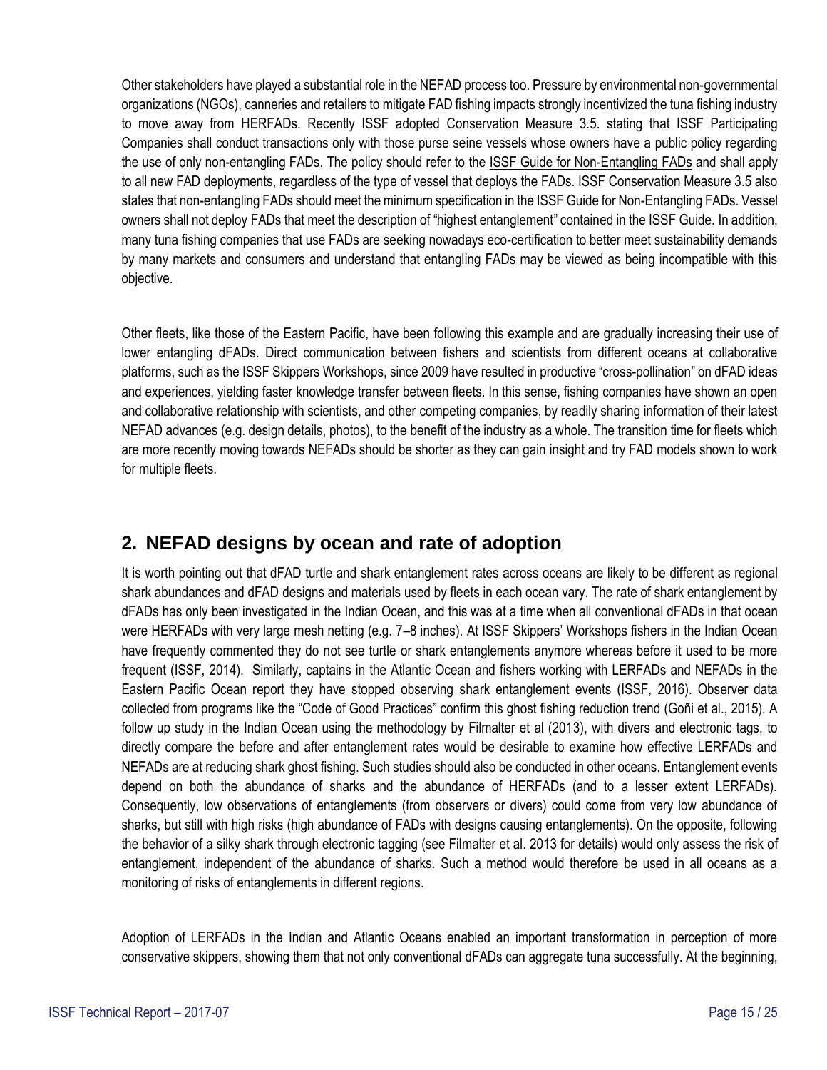Other stakeholders have played a substantial role in the NEFAD process too. Pressure by environmental non-governmental organizations (NGOs), canneries and retailers to mitigate FAD fishing impacts strongly incentivized the tuna fishing industry to move away from HERFADs. Recently ISSF adopted Conservation Measure 3.5. stating that ISSF Participating Companies shall conduct transactions only with those purse seine vessels whose owners have a public policy regarding the use of only non-entangling FADs. The policy should refer to the ISSF Guide for Non-Entangling FADs and shall apply to all new FAD deployments, regardless of the type of vessel that deploys the FADs. ISSF Conservation Measure 3.5 also states that non-entangling FADs should meet the minimum specification in the ISSF Guide for Non-Entangling FADs. Vessel owners shall not deploy FADs that meet the description of "highest entanglement" contained in the ISSF Guide. In addition, many tuna fishing companies that use FADs are seeking nowadays eco-certification to better meet sustainability demands by many markets and consumers and understand that entangling FADs may be viewed as being incompatible with this objective.

Other fleets, like those of the Eastern Pacific, have been following this example and are gradually increasing their use of lower entangling dFADs. Direct communication between fishers and scientists from different oceans at collaborative platforms, such as the ISSF Skippers Workshops, since 2009 have resulted in productive "cross-pollination" on dFAD ideas and experiences, yielding faster knowledge transfer between fleets. In this sense, fishing companies have shown an open and collaborative relationship with scientists, and other competing companies, by readily sharing information of their latest NEFAD advances (e.g. design details, photos), to the benefit of the industry as a whole. The transition time for fleets which are more recently moving towards NEFADs should be shorter as they can gain insight and try FAD models shown to work for multiple fleets.

## 2. NEFAD designs by ocean and rate of adoption

It is worth pointing out that dFAD turtle and shark entanglement rates across oceans are likely to be different as regional shark abundances and dFAD designs and materials used by fleets in each ocean vary. The rate of shark entanglement by dFADs has only been investigated in the Indian Ocean, and this was at a time when all conventional dFADs in that ocean were HERFADs with very large mesh netting (e.g. 7–8 inches). At ISSF Skippers' Workshops fishers in the Indian Ocean have frequently commented they do not see turtle or shark entanglements anymore whereas before it used to be more frequent (ISSF, 2014). Similarly, captains in the Atlantic Ocean and fishers working with LERFADs and NEFADs in the Eastern Pacific Ocean report they have stopped observing shark entanglement events (ISSF, 2016). Observer data collected from programs like the "Code of Good Practices" confirm this ghost fishing reduction trend (Goñi et al., 2015). A follow up study in the Indian Ocean using the methodology by Filmalter et al (2013), with divers and electronic tags, to directly compare the before and after entanglement rates would be desirable to examine how effective LERFADs and NEFADs are at reducing shark ghost fishing. Such studies should also be conducted in other oceans. Entanglement events depend on both the abundance of sharks and the abundance of HERFADs (and to a lesser extent LERFADs). Consequently, low observations of entanglements (from observers or divers) could come from very low abundance of sharks, but still with high risks (high abundance of FADs with designs causing entanglements). On the opposite, following the behavior of a silky shark through electronic tagging (see Filmalter et al. 2013 for details) would only assess the risk of entanglement, independent of the abundance of sharks. Such a method would therefore be used in all oceans as a monitoring of risks of entanglements in different regions.

Adoption of LERFADs in the Indian and Atlantic Oceans enabled an important transformation in perception of more conservative skippers, showing them that not only conventional dFADs can aggregate tuna successfully. At the beginning,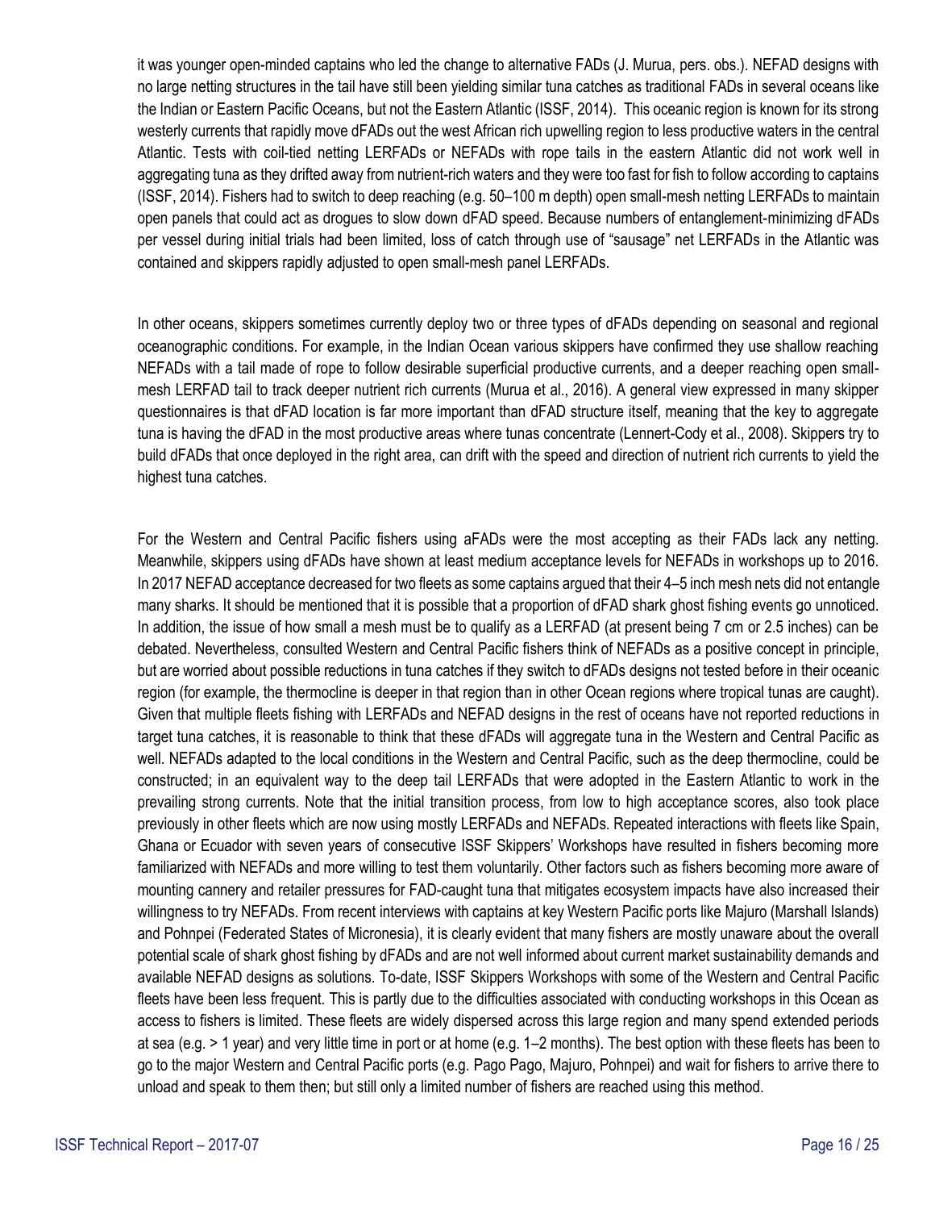it was younger open-minded captains who led the change to alternative FADs (J. Murua, pers. obs.). NEFAD designs with no large netting structures in the tail have still been yielding similar tuna catches as traditional FADs in several oceans like the Indian or Eastern Pacific Oceans, but not the Eastern Atlantic (ISSF, 2014). This oceanic region is known for its strong westerly currents that rapidly move dFADs out the west African rich upwelling region to less productive waters in the central Atlantic. Tests with coil-tied netting LERFADs or NEFADs with rope tails in the eastern Atlantic did not work well in aggregating tuna as they drifted away from nutrient-rich waters and they were too fast for fish to follow according to captains (ISSF, 2014). Fishers had to switch to deep reaching (e.g. 50–100 m depth) open small-mesh netting LERFADs to maintain open panels that could act as drogues to slow down dFAD speed. Because numbers of entanglement-minimizing dFADs per vessel during initial trials had been limited, loss of catch through use of "sausage" net LERFADs in the Atlantic was contained and skippers rapidly adjusted to open small-mesh panel LERFADs.

In other oceans, skippers sometimes currently deploy two or three types of dFADs depending on seasonal and regional oceanographic conditions. For example, in the Indian Ocean various skippers have confirmed they use shallow reaching NEFADs with a tail made of rope to follow desirable superficial productive currents, and a deeper reaching open small-mesh LERFAD tail to track deeper nutrient rich currents (Murua et al., 2016). A general view expressed in many skipper questionnaires is that dFAD location is far more important than dFAD structure itself, meaning that the key to aggregate tuna is having the dFAD in the most productive areas where tunas concentrate (Lennert-Cody et al., 2008). Skippers try to build dFADs that once deployed in the right area, can drift with the speed and direction of nutrient rich currents to yield the highest tuna catches.

For the Western and Central Pacific fishers using aFADs were the most accepting as their FADs lack any netting. Meanwhile, skippers using dFADs have shown at least medium acceptance levels for NEFADs in workshops up to 2016. In 2017 NEFAD acceptance decreased for two fleets as some captains argued that their 4–5 inch mesh nets did not entangle many sharks. It should be mentioned that it is possible that a proportion of dFAD shark ghost fishing events go unnoticed. In addition, the issue of how small a mesh must be to qualify as a LERFAD (at present being 7 cm or 2.5 inches) can be debated. Nevertheless, consulted Western and Central Pacific fishers think of NEFADs as a positive concept in principle, but are worried about possible reductions in tuna catches if they switch to dFADs designs not tested before in their oceanic region (for example, the thermocline is deeper in that region than in other Ocean regions where tropical tunas are caught). Given that multiple fleets fishing with LERFADs and NEFAD designs in the rest of oceans have not reported reductions in target tuna catches, it is reasonable to think that these dFADs will aggregate tuna in the Western and Central Pacific as well. NEFADs adapted to the local conditions in the Western and Central Pacific, such as the deep thermocline, could be constructed; in an equivalent way to the deep tail LERFADs that were adopted in the Eastern Atlantic to work in the prevailing strong currents. Note that the initial transition process, from low to high acceptance scores, also took place previously in other fleets which are now using mostly LERFADs and NEFADs. Repeated interactions with fleets like Spain, Ghana or Ecuador with seven years of consecutive ISSF Skippers' Workshops have resulted in fishers becoming more familiarized with NEFADs and more willing to test them voluntarily. Other factors such as fishers becoming more aware of mounting cannery and retailer pressures for FAD-caught tuna that mitigates ecosystem impacts have also increased their willingness to try NEFADs. From recent interviews with captains at key Western Pacific ports like Majuro (Marshall Islands) and Pohnpei (Federated States of Micronesia), it is clearly evident that many fishers are mostly unaware about the overall potential scale of shark ghost fishing by dFADs and are not well informed about current market sustainability demands and available NEFAD designs as solutions. To-date, ISSF Skippers Workshops with some of the Western and Central Pacific fleets have been less frequent. This is partly due to the difficulties associated with conducting workshops in this Ocean as access to fishers is limited. These fleets are widely dispersed across this large region and many spend extended periods at sea (e.g. > 1 year) and very little time in port or at home (e.g. 1–2 months). The best option with these fleets has been to go to the major Western and Central Pacific ports (e.g. Pago Pago, Majuro, Pohnpei) and wait for fishers to arrive there to unload and speak to them then; but still only a limited number of fishers are reached using this method.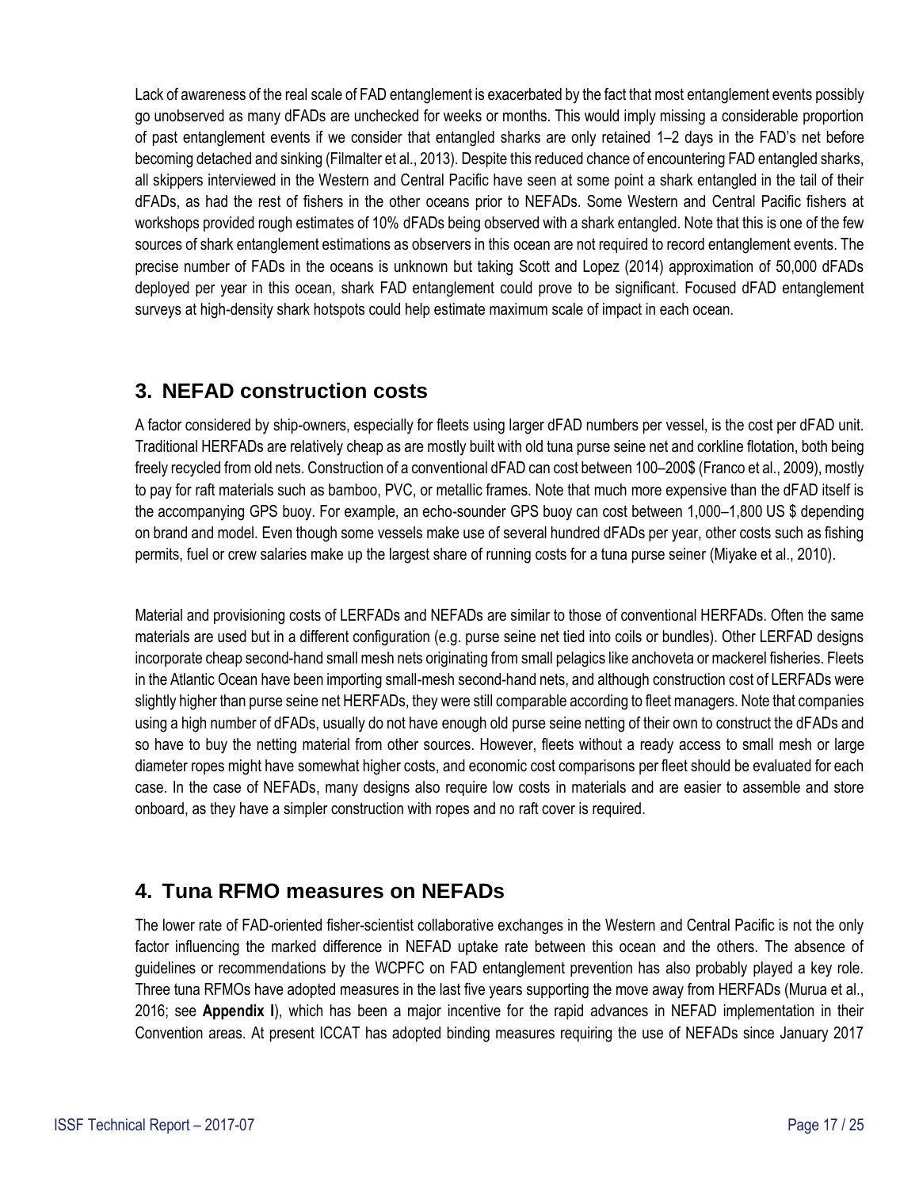Lack of awareness of the real scale of FAD entanglement is exacerbated by the fact that most entanglement events possibly go unobserved as many dFADs are unchecked for weeks or months. This would imply missing a considerable proportion of past entanglement events if we consider that entangled sharks are only retained 1–2 days in the FAD's net before becoming detached and sinking (Filmalter et al., 2013). Despite this reduced chance of encountering FAD entangled sharks, all skippers interviewed in the Western and Central Pacific have seen at some point a shark entangled in the tail of their dFADs, as had the rest of fishers in the other oceans prior to NEFADs. Some Western and Central Pacific fishers at workshops provided rough estimates of 10% dFADs being observed with a shark entangled. Note that this is one of the few sources of shark entanglement estimations as observers in this ocean are not required to record entanglement events. The precise number of FADs in the oceans is unknown but taking Scott and Lopez (2014) approximation of 50,000 dFADs deployed per year in this ocean, shark FAD entanglement could prove to be significant. Focused dFAD entanglement surveys at high-density shark hotspots could help estimate maximum scale of impact in each ocean.

## 3. NEFAD construction costs

A factor considered by ship-owners, especially for fleets using larger dFAD numbers per vessel, is the cost per dFAD unit. Traditional HERFADs are relatively cheap as are mostly built with old tuna purse seine net and corkline flotation, both being freely recycled from old nets. Construction of a conventional dFAD can cost between 100–200$ (Franco et al., 2009), mostly to pay for raft materials such as bamboo, PVC, or metallic frames. Note that much more expensive than the dFAD itself is the accompanying GPS buoy. For example, an echo-sounder GPS buoy can cost between 1,000–1,800 US $ depending on brand and model. Even though some vessels make use of several hundred dFADs per year, other costs such as fishing permits, fuel or crew salaries make up the largest share of running costs for a tuna purse seiner (Miyake et al., 2010).

Material and provisioning costs of LERFADs and NEFADs are similar to those of conventional HERFADs. Often the same materials are used but in a different configuration (e.g. purse seine net tied into coils or bundles). Other LERFAD designs incorporate cheap second-hand small mesh nets originating from small pelagics like anchoveta or mackerel fisheries. Fleets in the Atlantic Ocean have been importing small-mesh second-hand nets, and although construction cost of LERFADs were slightly higher than purse seine net HERFADs, they were still comparable according to fleet managers. Note that companies using a high number of dFADs, usually do not have enough old purse seine netting of their own to construct the dFADs and so have to buy the netting material from other sources. However, fleets without a ready access to small mesh or large diameter ropes might have somewhat higher costs, and economic cost comparisons per fleet should be evaluated for each case. In the case of NEFADs, many designs also require low costs in materials and are easier to assemble and store onboard, as they have a simpler construction with ropes and no raft cover is required.

## 4. Tuna RFMO measures on NEFADs

The lower rate of FAD-oriented fisher-scientist collaborative exchanges in the Western and Central Pacific is not the only factor influencing the marked difference in NEFAD uptake rate between this ocean and the others. The absence of guidelines or recommendations by the WCPFC on FAD entanglement prevention has also probably played a key role. Three tuna RFMOs have adopted measures in the last five years supporting the move away from HERFADs (Murua et al., 2016; see **Appendix I**), which has been a major incentive for the rapid advances in NEFAD implementation in their Convention areas. At present ICCAT has adopted binding measures requiring the use of NEFADs since January 2017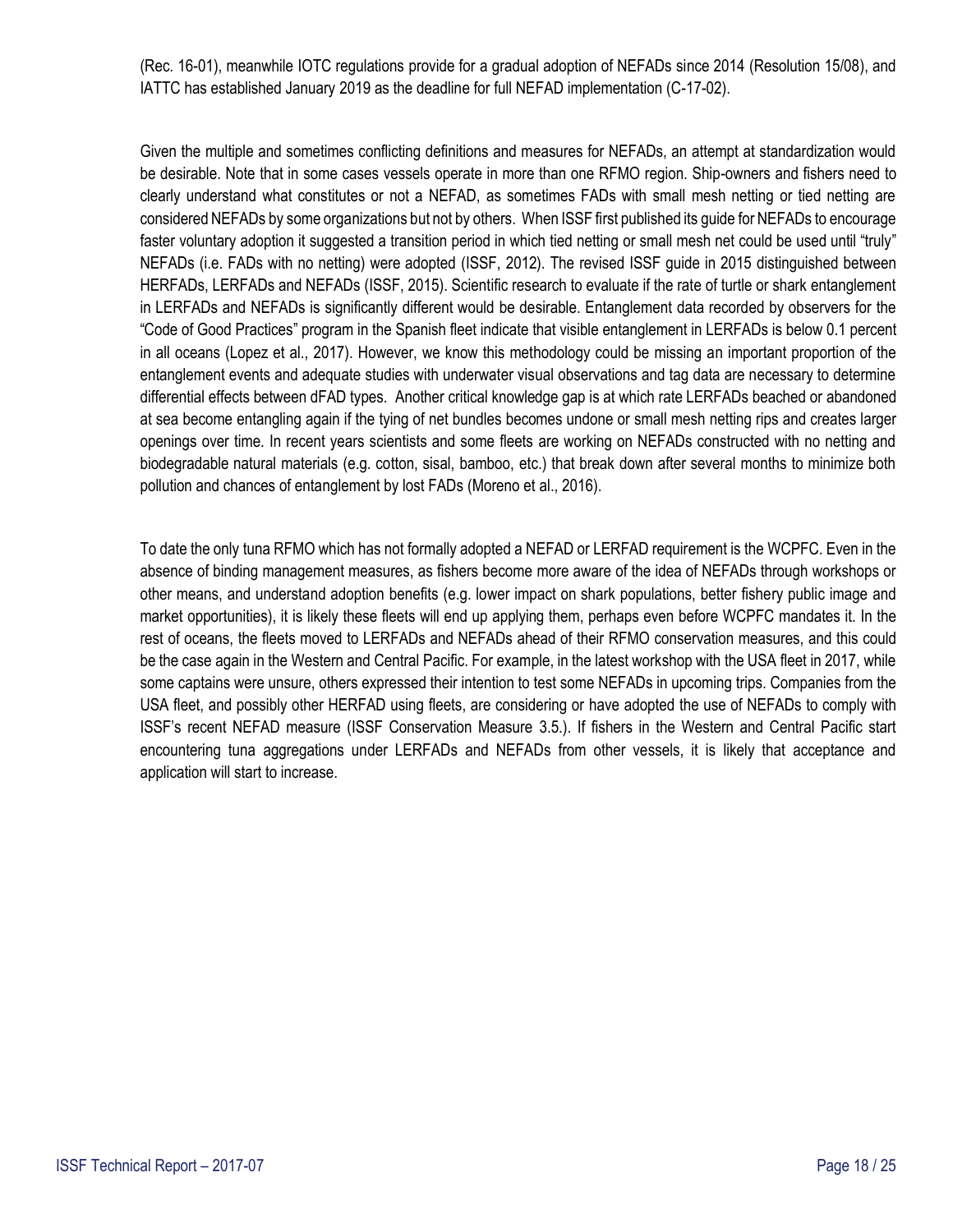(Rec. 16-01), meanwhile IOTC regulations provide for a gradual adoption of NEFADs since 2014 (Resolution 15/08), and IATTC has established January 2019 as the deadline for full NEFAD implementation (C-17-02).

Given the multiple and sometimes conflicting definitions and measures for NEFADs, an attempt at standardization would be desirable. Note that in some cases vessels operate in more than one RFMO region. Ship-owners and fishers need to clearly understand what constitutes or not a NEFAD, as sometimes FADs with small mesh netting or tied netting are considered NEFADs by some organizations but not by others. When ISSF first published its guide for NEFADs to encourage faster voluntary adoption it suggested a transition period in which tied netting or small mesh net could be used until "truly" NEFADs (i.e. FADs with no netting) were adopted (ISSF, 2012). The revised ISSF guide in 2015 distinguished between HERFADs, LERFADs and NEFADs (ISSF, 2015). Scientific research to evaluate if the rate of turtle or shark entanglement in LERFADs and NEFADs is significantly different would be desirable. Entanglement data recorded by observers for the "Code of Good Practices" program in the Spanish fleet indicate that visible entanglement in LERFADs is below 0.1 percent in all oceans (Lopez et al., 2017). However, we know this methodology could be missing an important proportion of the entanglement events and adequate studies with underwater visual observations and tag data are necessary to determine differential effects between dFAD types. Another critical knowledge gap is at which rate LERFADs beached or abandoned at sea become entangling again if the tying of net bundles becomes undone or small mesh netting rips and creates larger openings over time. In recent years scientists and some fleets are working on NEFADs constructed with no netting and biodegradable natural materials (e.g. cotton, sisal, bamboo, etc.) that break down after several months to minimize both pollution and chances of entanglement by lost FADs (Moreno et al., 2016).

To date the only tuna RFMO which has not formally adopted a NEFAD or LERFAD requirement is the WCPFC. Even in the absence of binding management measures, as fishers become more aware of the idea of NEFADs through workshops or other means, and understand adoption benefits (e.g. lower impact on shark populations, better fishery public image and market opportunities), it is likely these fleets will end up applying them, perhaps even before WCPFC mandates it. In the rest of oceans, the fleets moved to LERFADs and NEFADs ahead of their RFMO conservation measures, and this could be the case again in the Western and Central Pacific. For example, in the latest workshop with the USA fleet in 2017, while some captains were unsure, others expressed their intention to test some NEFADs in upcoming trips. Companies from the USA fleet, and possibly other HERFAD using fleets, are considering or have adopted the use of NEFADs to comply with ISSF's recent NEFAD measure (ISSF Conservation Measure 3.5.). If fishers in the Western and Central Pacific start encountering tuna aggregations under LERFADs and NEFADs from other vessels, it is likely that acceptance and application will start to increase.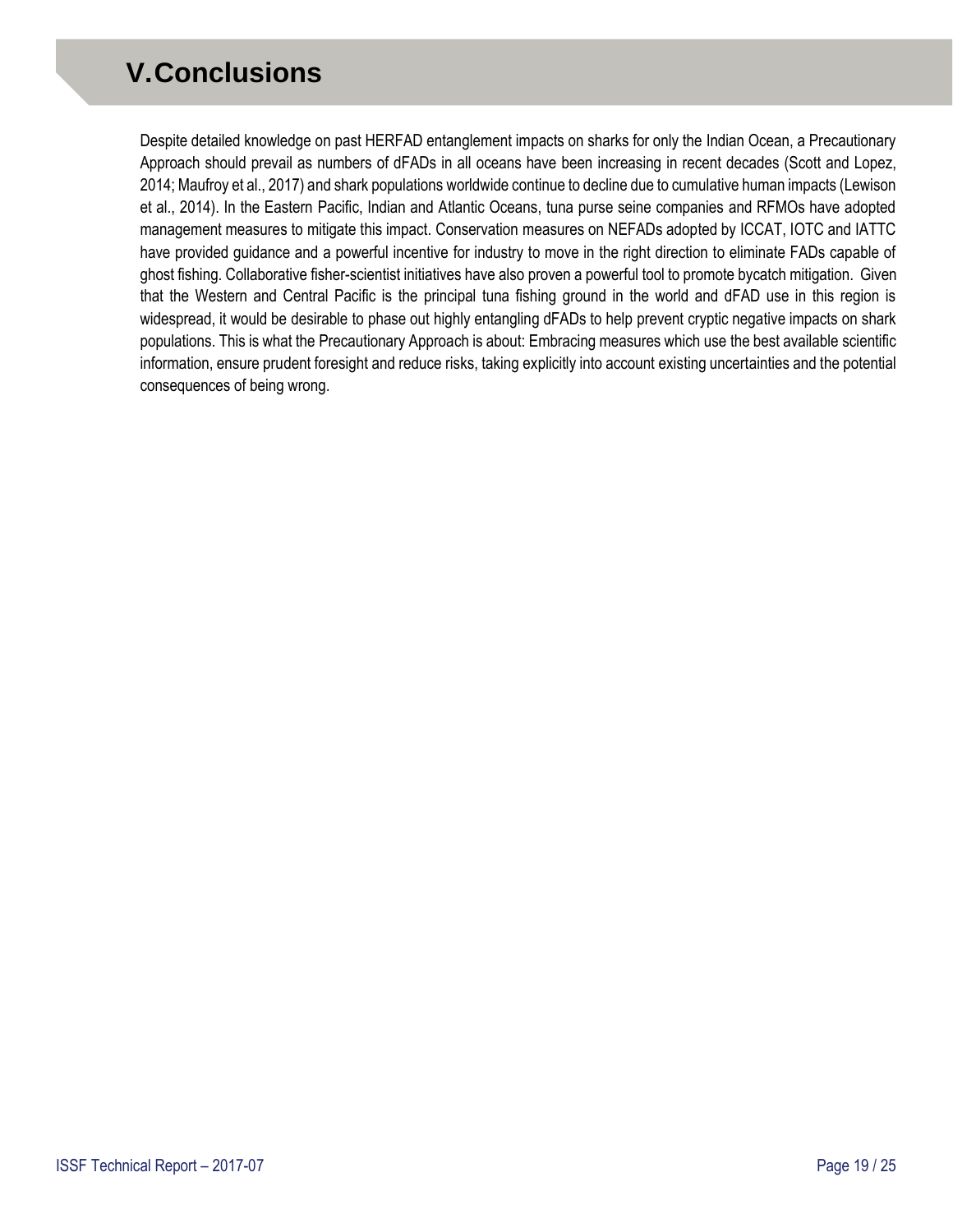# V. Conclusions

Despite detailed knowledge on past HERFAD entanglement impacts on sharks for only the Indian Ocean, a Precautionary Approach should prevail as numbers of dFADs in all oceans have been increasing in recent decades (Scott and Lopez, 2014; Maufroy et al., 2017) and shark populations worldwide continue to decline due to cumulative human impacts (Lewison et al., 2014). In the Eastern Pacific, Indian and Atlantic Oceans, tuna purse seine companies and RFMOs have adopted management measures to mitigate this impact. Conservation measures on NEFADs adopted by ICCAT, IOTC and IATTC have provided guidance and a powerful incentive for industry to move in the right direction to eliminate FADs capable of ghost fishing. Collaborative fisher-scientist initiatives have also proven a powerful tool to promote bycatch mitigation. Given that the Western and Central Pacific is the principal tuna fishing ground in the world and dFAD use in this region is widespread, it would be desirable to phase out highly entangling dFADs to help prevent cryptic negative impacts on shark populations. This is what the Precautionary Approach is about: Embracing measures which use the best available scientific information, ensure prudent foresight and reduce risks, taking explicitly into account existing uncertainties and the potential consequences of being wrong.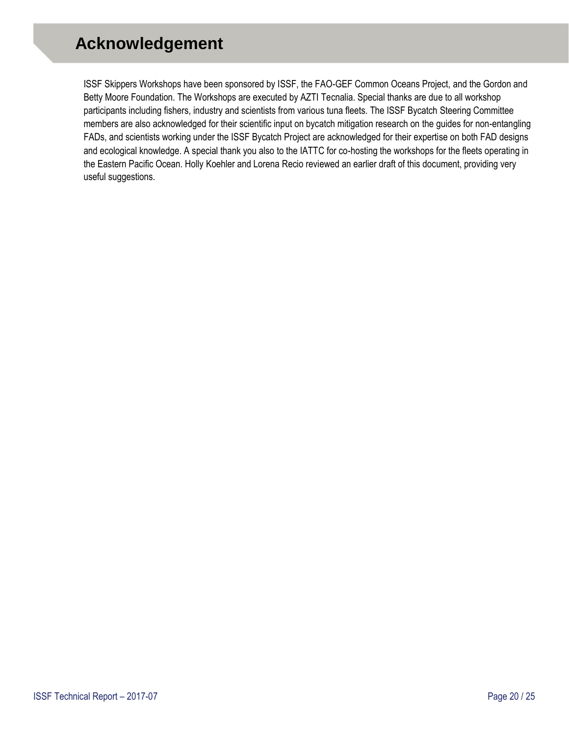# Acknowledgement

ISSF Skippers Workshops have been sponsored by ISSF, the FAO-GEF Common Oceans Project, and the Gordon and Betty Moore Foundation. The Workshops are executed by AZTI Tecnalia. Special thanks are due to all workshop participants including fishers, industry and scientists from various tuna fleets. The ISSF Bycatch Steering Committee members are also acknowledged for their scientific input on bycatch mitigation research on the guides for non-entangling FADs, and scientists working under the ISSF Bycatch Project are acknowledged for their expertise on both FAD designs and ecological knowledge. A special thank you also to the IATTC for co-hosting the workshops for the fleets operating in the Eastern Pacific Ocean. Holly Koehler and Lorena Recio reviewed an earlier draft of this document, providing very useful suggestions.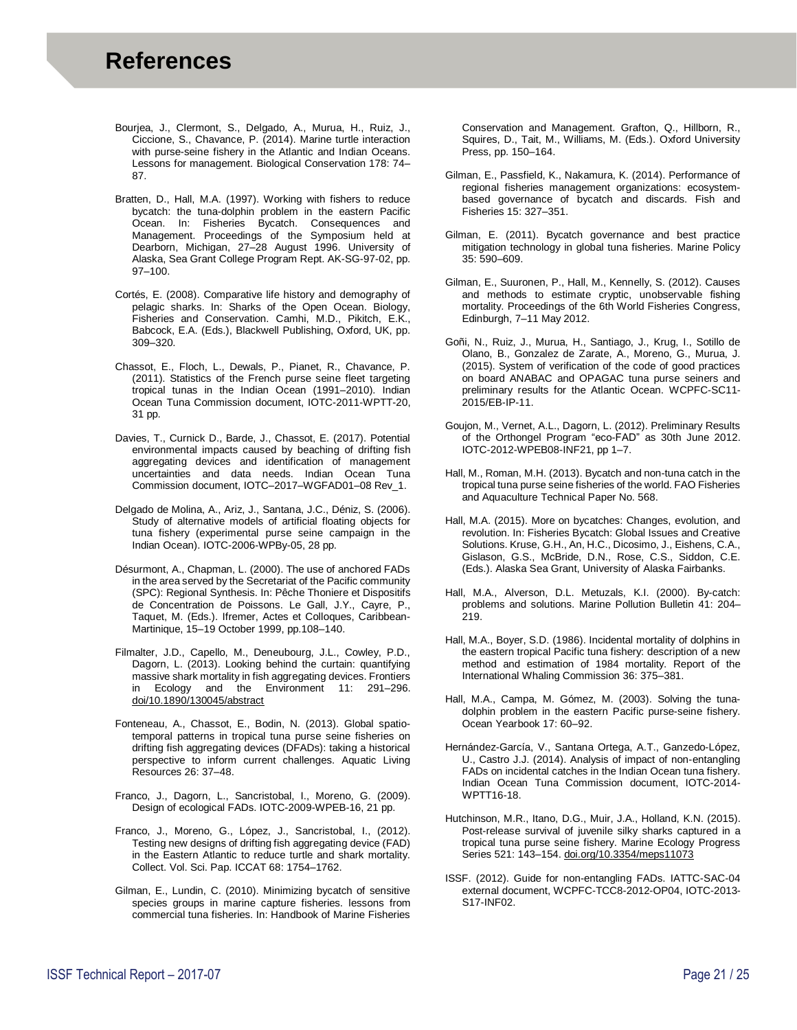# References

Bourjea, J., Clermont, S., Delgado, A., Murua, H., Ruiz, J., Ciccione, S., Chavance, P. (2014). Marine turtle interaction with purse-seine fishery in the Atlantic and Indian Oceans. Lessons for management. Biological Conservation 178: 74–87.

Bratten, D., Hall, M.A. (1997). Working with fishers to reduce bycatch: the tuna-dolphin problem in the eastern Pacific Ocean. In: Fisheries Bycatch. Consequences and Management. Proceedings of the Symposium held at Dearborn, Michigan, 27–28 August 1996. University of Alaska, Sea Grant College Program Rept. AK-SG-97-02, pp. 97–100.

Cortés, E. (2008). Comparative life history and demography of pelagic sharks. In: Sharks of the Open Ocean. Biology, Fisheries and Conservation. Camhi, M.D., Pikitch, E.K., Babcock, E.A. (Eds.), Blackwell Publishing, Oxford, UK, pp. 309–320.

Chassot, E., Floch, L., Dewals, P., Pianet, R., Chavance, P. (2011). Statistics of the French purse seine fleet targeting tropical tunas in the Indian Ocean (1991–2010). Indian Ocean Tuna Commission document, IOTC-2011-WPTT-20, 31 pp.

Davies, T., Curnick D., Barde, J., Chassot, E. (2017). Potential environmental impacts caused by beaching of drifting fish aggregating devices and identification of management uncertainties and data needs. Indian Ocean Tuna Commission document, IOTC–2017–WGFAD01–08 Rev_1.

Delgado de Molina, A., Ariz, J., Santana, J.C., Déniz, S. (2006). Study of alternative models of artificial floating objects for tuna fishery (experimental purse seine campaign in the Indian Ocean). IOTC-2006-WPBy-05, 28 pp.

Désurmont, A., Chapman, L. (2000). The use of anchored FADs in the area served by the Secretariat of the Pacific community (SPC): Regional Synthesis. In: Pêche Thoniere et Dispositifs de Concentration de Poissons. Le Gall, J.Y., Cayre, P., Taquet, M. (Eds.). Ifremer, Actes et Colloques, Caribbean-Martinique, 15–19 October 1999, pp.108–140.

Filmalter, J.D., Capello, M., Deneubourg, J.L., Cowley, P.D., Dagorn, L. (2013). Looking behind the curtain: quantifying massive shark mortality in fish aggregating devices. Frontiers in Ecology and the Environment 11: 291–296. doi/10.1890/130045/abstract

Fonteneau, A., Chassot, E., Bodin, N. (2013). Global spatio-temporal patterns in tropical tuna purse seine fisheries on drifting fish aggregating devices (DFADs): taking a historical perspective to inform current challenges. Aquatic Living Resources 26: 37–48.

Franco, J., Dagorn, L., Sancristobal, I., Moreno, G. (2009). Design of ecological FADs. IOTC-2009-WPEB-16, 21 pp.

Franco, J., Moreno, G., López, J., Sancristobal, I., (2012). Testing new designs of drifting fish aggregating device (FAD) in the Eastern Atlantic to reduce turtle and shark mortality. Collect. Vol. Sci. Pap. ICCAT 68: 1754–1762.

Gilman, E., Lundin, C. (2010). Minimizing bycatch of sensitive species groups in marine capture fisheries. lessons from commercial tuna fisheries. In: Handbook of Marine Fisheries Conservation and Management. Grafton, Q., Hillborn, R., Squires, D., Tait, M., Williams, M. (Eds.). Oxford University Press, pp. 150–164.

Gilman, E., Passfield, K., Nakamura, K. (2014). Performance of regional fisheries management organizations: ecosystem-based governance of bycatch and discards. Fish and Fisheries 15: 327–351.

Gilman, E. (2011). Bycatch governance and best practice mitigation technology in global tuna fisheries. Marine Policy 35: 590–609.

Gilman, E., Suuronen, P., Hall, M., Kennelly, S. (2012). Causes and methods to estimate cryptic, unobservable fishing mortality. Proceedings of the 6th World Fisheries Congress, Edinburgh, 7–11 May 2012.

Goñi, N., Ruiz, J., Murua, H., Santiago, J., Krug, I., Sotillo de Olano, B., Gonzalez de Zarate, A., Moreno, G., Murua, J. (2015). System of verification of the code of good practices on board ANABAC and OPAGAC tuna purse seiners and preliminary results for the Atlantic Ocean. WCPFC-SC11-2015/EB-IP-11.

Goujon, M., Vernet, A.L., Dagorn, L. (2012). Preliminary Results of the Orthongel Program “eco-FAD” as 30th June 2012. IOTC-2012-WPEB08-INF21, pp 1–7.

Hall, M., Roman, M.H. (2013). Bycatch and non-tuna catch in the tropical tuna purse seine fisheries of the world. FAO Fisheries and Aquaculture Technical Paper No. 568.

Hall, M.A. (2015). More on bycatches: Changes, evolution, and revolution. In: Fisheries Bycatch: Global Issues and Creative Solutions. Kruse, G.H., An, H.C., Dicosimo, J., Eishens, C.A., Gislason, G.S., McBride, D.N., Rose, C.S., Siddon, C.E. (Eds.). Alaska Sea Grant, University of Alaska Fairbanks.

Hall, M.A., Alverson, D.L. Metuzals, K.I. (2000). By-catch: problems and solutions. Marine Pollution Bulletin 41: 204–219.

Hall, M.A., Boyer, S.D. (1986). Incidental mortality of dolphins in the eastern tropical Pacific tuna fishery: description of a new method and estimation of 1984 mortality. Report of the International Whaling Commission 36: 375–381.

Hall, M.A., Campa, M. Gómez, M. (2003). Solving the tuna-dolphin problem in the eastern Pacific purse-seine fishery. Ocean Yearbook 17: 60–92.

Hernández-García, V., Santana Ortega, A.T., Ganzedo-López, U., Castro J.J. (2014). Analysis of impact of non-entangling FADs on incidental catches in the Indian Ocean tuna fishery. Indian Ocean Tuna Commission document, IOTC-2014-WPTT16-18.

Hutchinson, M.R., Itano, D.G., Muir, J.A., Holland, K.N. (2015). Post-release survival of juvenile silky sharks captured in a tropical tuna purse seine fishery. Marine Ecology Progress Series 521: 143–154. doi.org/10.3354/meps11073

ISSF. (2012). Guide for non-entangling FADs. IATTC-SAC-04 external document, WCPFC-TCC8-2012-OP04, IOTC-2013-S17-INF02.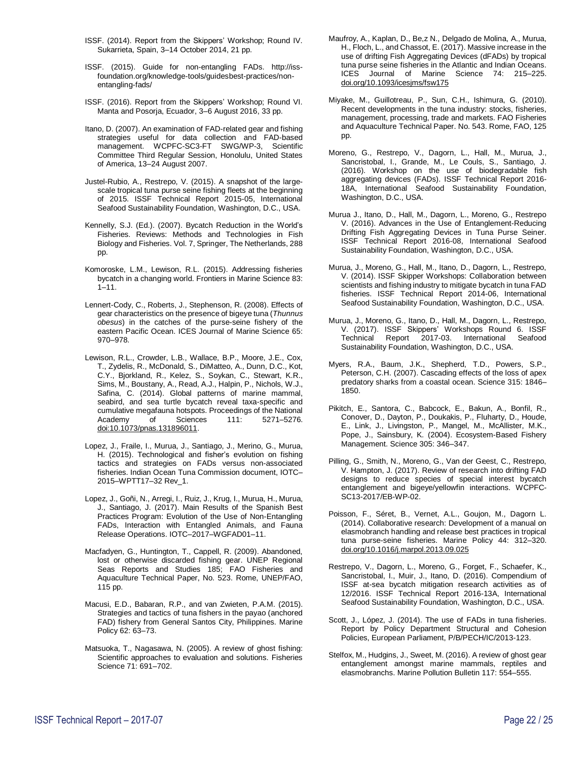ISSF. (2014). Report from the Skippers' Workshop; Round IV. Sukarrieta, Spain, 3–14 October 2014, 21 pp.

ISSF. (2015). Guide for non-entangling FADs. http://iss-foundation.org/knowledge-tools/guidesbest-practices/non-entangling-fads/

ISSF. (2016). Report from the Skippers' Workshop; Round VI. Manta and Posorja, Ecuador, 3–6 August 2016, 33 pp.

Itano, D. (2007). An examination of FAD-related gear and fishing strategies useful for data collection and FAD-based management. WCPFC-SC3-FT SWG/WP-3, Scientific Committee Third Regular Session, Honolulu, United States of America, 13–24 August 2007.

Justel-Rubio, A., Restrepo, V. (2015). A snapshot of the large-scale tropical tuna purse seine fishing fleets at the beginning of 2015. ISSF Technical Report 2015-05, International Seafood Sustainability Foundation, Washington, D.C., USA.

Kennelly, S.J. (Ed.). (2007). Bycatch Reduction in the World's Fisheries. Reviews: Methods and Technologies in Fish Biology and Fisheries. Vol. 7, Springer, The Netherlands, 288 pp.

Komoroske, L.M., Lewison, R.L. (2015). Addressing fisheries bycatch in a changing world. Frontiers in Marine Science 83: 1–11.

Lennert-Cody, C., Roberts, J., Stephenson, R. (2008). Effects of gear characteristics on the presence of bigeye tuna (*Thunnus obesus*) in the catches of the purse-seine fishery of the eastern Pacific Ocean. ICES Journal of Marine Science 65: 970–978.

Lewison, R.L., Crowder, L.B., Wallace, B.P., Moore, J.E., Cox, T., Zydelis, R., McDonald, S., DiMatteo, A., Dunn, D.C., Kot, C.Y., Bjorkland, R., Kelez, S., Soykan, C., Stewart, K.R., Sims, M., Boustany, A., Read, A.J., Halpin, P., Nichols, W.J., Safina, C. (2014). Global patterns of marine mammal, seabird, and sea turtle bycatch reveal taxa-specific and cumulative megafauna hotspots. Proceedings of the National Academy of Sciences 111: 5271–5276. doi:10.1073/pnas.131896011.

Lopez, J., Fraile, I., Murua, J., Santiago, J., Merino, G., Murua, H. (2015). Technological and fisher's evolution on fishing tactics and strategies on FADs versus non-associated fisheries. Indian Ocean Tuna Commission document, IOTC–2015–WPTT17–32 Rev_1.

Lopez, J., Goñi, N., Arregi, I., Ruiz, J., Krug, I., Murua, H., Murua, J., Santiago, J. (2017). Main Results of the Spanish Best Practices Program: Evolution of the Use of Non-Entangling FADs, Interaction with Entangled Animals, and Fauna Release Operations. IOTC–2017–WGFAD01–11.

Macfadyen, G., Huntington, T., Cappell, R. (2009). Abandoned, lost or otherwise discarded fishing gear. UNEP Regional Seas Reports and Studies 185; FAO Fisheries and Aquaculture Technical Paper, No. 523. Rome, UNEP/FAO, 115 pp.

Macusi, E.D., Babaran, R.P., and van Zwieten, P.A.M. (2015). Strategies and tactics of tuna fishers in the payao (anchored FAD) fishery from General Santos City, Philippines. Marine Policy 62: 63–73.

Matsuoka, T., Nagasawa, N. (2005). A review of ghost fishing: Scientific approaches to evaluation and solutions. Fisheries Science 71: 691–702.

Maufroy, A., Kaplan, D., Be,z N., Delgado de Molina, A., Murua, H., Floch, L., and Chassot, E. (2017). Massive increase in the use of drifting Fish Aggregating Devices (dFADs) by tropical tuna purse seine fisheries in the Atlantic and Indian Oceans. ICES Journal of Marine Science 74: 215–225. doi.org/10.1093/icesjms/fsw175

Miyake, M., Guillotreau, P., Sun, C.H., Ishimura, G. (2010). Recent developments in the tuna industry: stocks, fisheries, management, processing, trade and markets. FAO Fisheries and Aquaculture Technical Paper. No. 543. Rome, FAO, 125 pp.

Moreno, G., Restrepo, V., Dagorn, L., Hall, M., Murua, J., Sancristobal, I., Grande, M., Le Couls, S., Santiago, J. (2016). Workshop on the use of biodegradable fish aggregating devices (FADs). ISSF Technical Report 2016-18A, International Seafood Sustainability Foundation, Washington, D.C., USA.

Murua J., Itano, D., Hall, M., Dagorn, L., Moreno, G., Restrepo V. (2016). Advances in the Use of Entanglement-Reducing Drifting Fish Aggregating Devices in Tuna Purse Seiner. ISSF Technical Report 2016-08, International Seafood Sustainability Foundation, Washington, D.C., USA.

Murua, J., Moreno, G., Hall, M., Itano, D., Dagorn, L., Restrepo, V. (2014). ISSF Skipper Workshops: Collaboration between scientists and fishing industry to mitigate bycatch in tuna FAD fisheries. ISSF Technical Report 2014-06, International Seafood Sustainability Foundation, Washington, D.C., USA.

Murua, J., Moreno, G., Itano, D., Hall, M., Dagorn, L., Restrepo, V. (2017). ISSF Skippers' Workshops Round 6. ISSF Technical Report 2017-03. International Seafood Sustainability Foundation, Washington, D.C., USA.

Myers, R.A., Baum, J.K., Shepherd, T.D., Powers, S.P., Peterson, C.H. (2007). Cascading effects of the loss of apex predatory sharks from a coastal ocean. Science 315: 1846–1850.

Pikitch, E., Santora, C., Babcock, E., Bakun, A., Bonfil, R., Conover, D., Dayton, P., Doukakis, P., Fluharty, D., Houde, E., Link, J., Livingston, P., Mangel, M., McAllister, M.K., Pope, J., Sainsbury, K. (2004). Ecosystem-Based Fishery Management. Science 305: 346–347.

Pilling, G., Smith, N., Moreno, G., Van der Geest, C., Restrepo, V. Hampton, J. (2017). Review of research into drifting FAD designs to reduce species of special interest bycatch entanglement and bigeye/yellowfin interactions. WCPFC-SC13-2017/EB-WP-02.

Poisson, F., Séret, B., Vernet, A.L., Goujon, M., Dagorn L. (2014). Collaborative research: Development of a manual on elasmobranch handling and release best practices in tropical tuna purse-seine fisheries. Marine Policy 44: 312–320. doi.org/10.1016/j.marpol.2013.09.025

Restrepo, V., Dagorn, L., Moreno, G., Forget, F., Schaefer, K., Sancristobal, I., Muir, J., Itano, D. (2016). Compendium of ISSF at-sea bycatch mitigation research activities as of 12/2016. ISSF Technical Report 2016-13A, International Seafood Sustainability Foundation, Washington, D.C., USA.

Scott, J., López, J. (2014). The use of FADs in tuna fisheries. Report by Policy Department Structural and Cohesion Policies, European Parliament, P/B/PECH/IC/2013-123.

Stelfox, M., Hudgins, J., Sweet, M. (2016). A review of ghost gear entanglement amongst marine mammals, reptiles and elasmobranchs. Marine Pollution Bulletin 117: 554–555.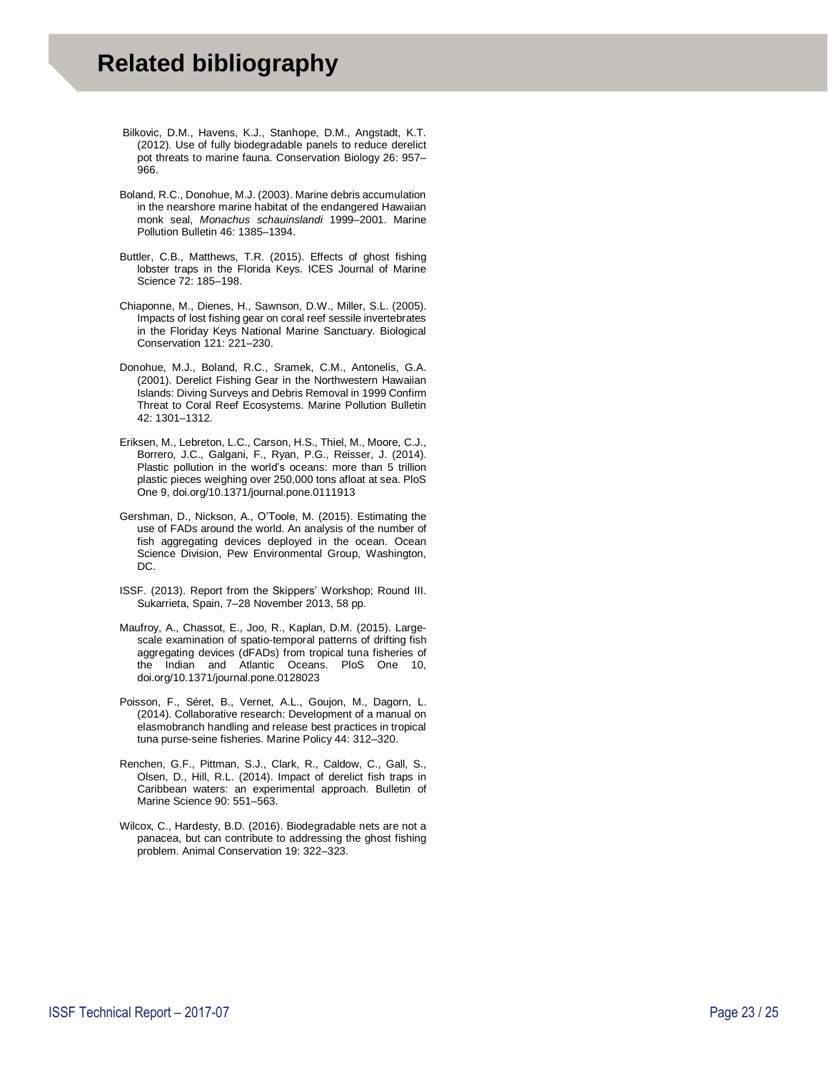# Related bibliography

Bilkovic, D.M., Havens, K.J., Stanhope, D.M., Angstadt, K.T. (2012). Use of fully biodegradable panels to reduce derelict pot threats to marine fauna. Conservation Biology 26: 957–966.

Boland, R.C., Donohue, M.J. (2003). Marine debris accumulation in the nearshore marine habitat of the endangered Hawaiian monk seal, *Monachus schauinslandi* 1999–2001. Marine Pollution Bulletin 46: 1385–1394.

Buttler, C.B., Matthews, T.R. (2015). Effects of ghost fishing lobster traps in the Florida Keys. ICES Journal of Marine Science 72: 185–198.

Chiaponne, M., Dienes, H., Sawnson, D.W., Miller, S.L. (2005). Impacts of lost fishing gear on coral reef sessile invertebrates in the Floriday Keys National Marine Sanctuary. Biological Conservation 121: 221–230.

Donohue, M.J., Boland, R.C., Sramek, C.M., Antonelis, G.A. (2001). Derelict Fishing Gear in the Northwestern Hawaiian Islands: Diving Surveys and Debris Removal in 1999 Confirm Threat to Coral Reef Ecosystems. Marine Pollution Bulletin 42: 1301–1312.

Eriksen, M., Lebreton, L.C., Carson, H.S., Thiel, M., Moore, C.J., Borrero, J.C., Galgani, F., Ryan, P.G., Reisser, J. (2014). Plastic pollution in the world's oceans: more than 5 trillion plastic pieces weighing over 250,000 tons afloat at sea. PloS One 9, doi.org/10.1371/journal.pone.0111913

Gershman, D., Nickson, A., O'Toole, M. (2015). Estimating the use of FADs around the world. An analysis of the number of fish aggregating devices deployed in the ocean. Ocean Science Division, Pew Environmental Group, Washington, DC.

ISSF. (2013). Report from the Skippers' Workshop; Round III. Sukarrieta, Spain, 7–28 November 2013, 58 pp.

Maufroy, A., Chassot, E., Joo, R., Kaplan, D.M. (2015). Large-scale examination of spatio-temporal patterns of drifting fish aggregating devices (dFADs) from tropical tuna fisheries of the Indian and Atlantic Oceans. PloS One 10, doi.org/10.1371/journal.pone.0128023

Poisson, F., Séret, B., Vernet, A.L., Goujon, M., Dagorn, L. (2014). Collaborative research: Development of a manual on elasmobranch handling and release best practices in tropical tuna purse-seine fisheries. Marine Policy 44: 312–320.

Renchen, G.F., Pittman, S.J., Clark, R., Caldow, C., Gall, S., Olsen, D., Hill, R.L. (2014). Impact of derelict fish traps in Caribbean waters: an experimental approach. Bulletin of Marine Science 90: 551–563.

Wilcox, C., Hardesty, B.D. (2016). Biodegradable nets are not a panacea, but can contribute to addressing the ghost fishing problem. Animal Conservation 19: 322–323.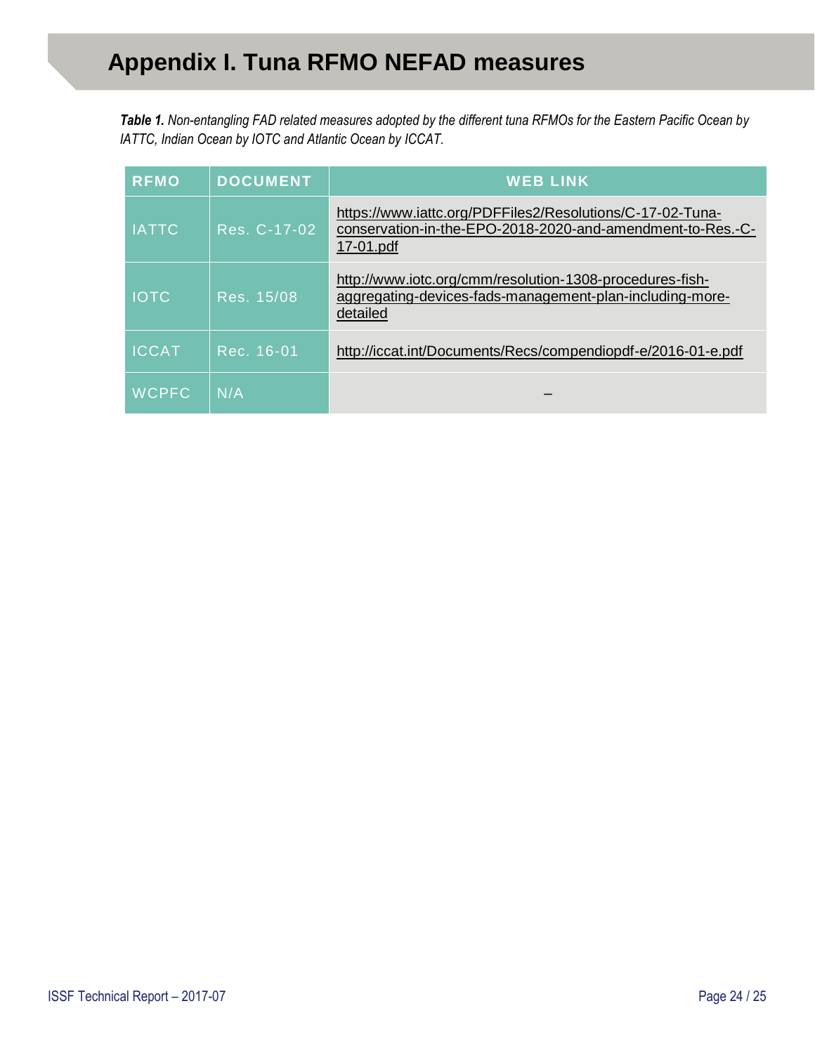# Appendix I. Tuna RFMO NEFAD measures

***Table 1.*** *Non-entangling FAD related measures adopted by the different tuna RFMOs for the Eastern Pacific Ocean by IATTC, Indian Ocean by IOTC and Atlantic Ocean by ICCAT.*

| RFMO | DOCUMENT | WEB LINK |
|---|---|---|
| IATTC | Res. C-17-02 | https://www.iattc.org/PDFFiles2/Resolutions/C-17-02-Tuna-conservation-in-the-EPO-2018-2020-and-amendment-to-Res.-C-17-01.pdf |
| IOTC | Res. 15/08 | http://www.iotc.org/cmm/resolution-1308-procedures-fish-aggregating-devices-fads-management-plan-including-more-detailed |
| ICCAT | Rec. 16-01 | http://iccat.int/Documents/Recs/compendiopdf-e/2016-01-e.pdf |
| WCPFC | N/A | – |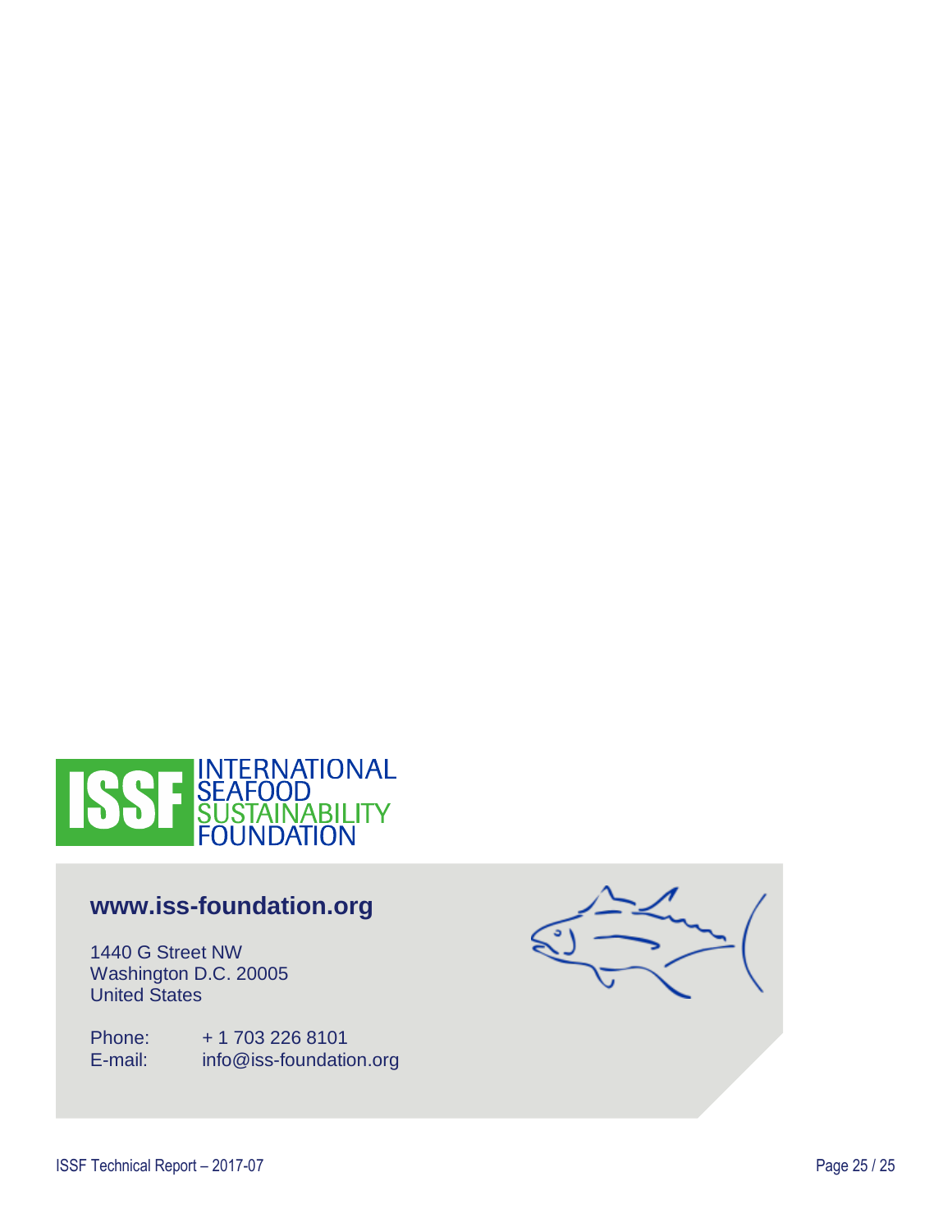ISSF INTERNATIONAL SEAFOOD SUSTAINABILITY FOUNDATION

**www.iss-foundation.org**

1440 G Street NW
Washington D.C. 20005
United States

Phone: + 1 703 226 8101
E-mail: info@iss-foundation.org